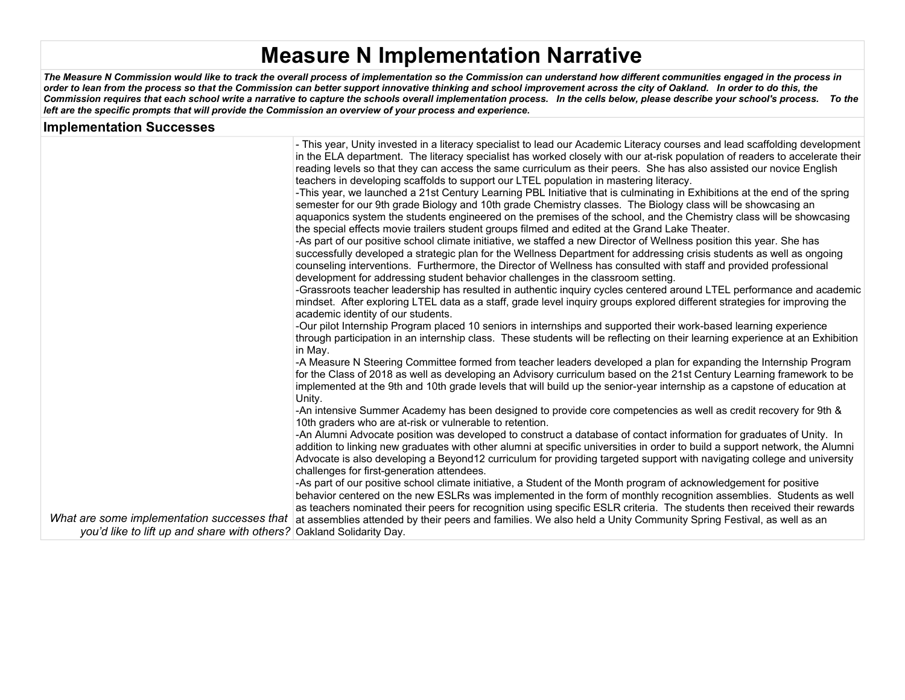# Measure N Implementation Narrative

***The Measure N Commission would like to track the overall process of implementation so the Commission can understand how different communities engaged in the process in order to lean from the process so that the Commission can better support innovative thinking and school improvement across the city of Oakland. In order to do this, the Commission requires that each school write a narrative to capture the schools overall implementation process. In the cells below, please describe your school's process. To the left are the specific prompts that will provide the Commission an overview of your process and experience.***

## Implementation Successes

| Prompt | Response |
| --- | --- |
| *What are some implementation successes that you'd like to lift up and share with others?* | - This year, Unity invested in a literacy specialist to lead our Academic Literacy courses and lead scaffolding development in the ELA department. The literacy specialist has worked closely with our at-risk population of readers to accelerate their reading levels so that they can access the same curriculum as their peers. She has also assisted our novice English teachers in developing scaffolds to support our LTEL population in mastering literacy.<br>-This year, we launched a 21st Century Learning PBL Initiative that is culminating in Exhibitions at the end of the spring semester for our 9th grade Biology and 10th grade Chemistry classes. The Biology class will be showcasing an aquaponics system the students engineered on the premises of the school, and the Chemistry class will be showcasing the special effects movie trailers student groups filmed and edited at the Grand Lake Theater.<br>-As part of our positive school climate initiative, we staffed a new Director of Wellness position this year. She has successfully developed a strategic plan for the Wellness Department for addressing crisis students as well as ongoing counseling interventions. Furthermore, the Director of Wellness has consulted with staff and provided professional development for addressing student behavior challenges in the classroom setting.<br>-Grassroots teacher leadership has resulted in authentic inquiry cycles centered around LTEL performance and academic mindset. After exploring LTEL data as a staff, grade level inquiry groups explored different strategies for improving the academic identity of our students.<br>-Our pilot Internship Program placed 10 seniors in internships and supported their work-based learning experience through participation in an internship class. These students will be reflecting on their learning experience at an Exhibition in May.<br>-A Measure N Steering Committee formed from teacher leaders developed a plan for expanding the Internship Program for the Class of 2018 as well as developing an Advisory curriculum based on the 21st Century Learning framework to be implemented at the 9th and 10th grade levels that will build up the senior-year internship as a capstone of education at Unity.<br>-An intensive Summer Academy has been designed to provide core competencies as well as credit recovery for 9th & 10th graders who are at-risk or vulnerable to retention.<br>-An Alumni Advocate position was developed to construct a database of contact information for graduates of Unity. In addition to linking new graduates with other alumni at specific universities in order to build a support network, the Alumni Advocate is also developing a Beyond12 curriculum for providing targeted support with navigating college and university challenges for first-generation attendees.<br>-As part of our positive school climate initiative, a Student of the Month program of acknowledgement for positive behavior centered on the new ESLRs was implemented in the form of monthly recognition assemblies. Students as well as teachers nominated their peers for recognition using specific ESLR criteria. The students then received their rewards at assemblies attended by their peers and families. We also held a Unity Community Spring Festival, as well as an Oakland Solidarity Day. |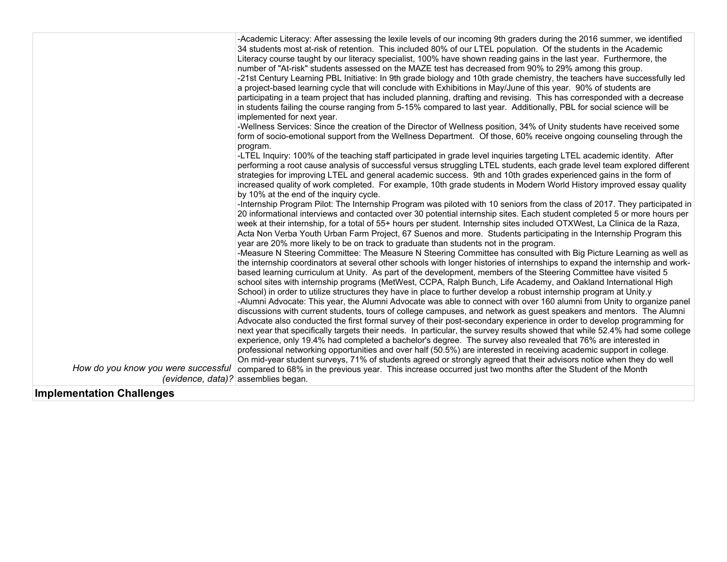| | |
|---|---|
| *How do you know you were successful (evidence, data)?* | -Academic Literacy: After assessing the lexile levels of our incoming 9th graders during the 2016 summer, we identified 34 students most at-risk of retention. This included 80% of our LTEL population. Of the students in the Academic Literacy course taught by our literacy specialist, 100% have shown reading gains in the last year. Furthermore, the number of "At-risk" students assessed on the MAZE test has decreased from 90% to 29% among this group.<br>-21st Century Learning PBL Initiative: In 9th grade biology and 10th grade chemistry, the teachers have successfully led a project-based learning cycle that will conclude with Exhibitions in May/June of this year. 90% of students are participating in a team project that has included planning, drafting and revising. This has corresponded with a decrease in students failing the course ranging from 5-15% compared to last year. Additionally, PBL for social science will be implemented for next year.<br>-Wellness Services: Since the creation of the Director of Wellness position, 34% of Unity students have received some form of socio-emotional support from the Wellness Department. Of those, 60% receive ongoing counseling through the program.<br>-LTEL Inquiry: 100% of the teaching staff participated in grade level inquiries targeting LTEL academic identity. After performing a root cause analysis of successful versus struggling LTEL students, each grade level team explored different strategies for improving LTEL and general academic success. 9th and 10th grades experienced gains in the form of increased quality of work completed. For example, 10th grade students in Modern World History improved essay quality by 10% at the end of the inquiry cycle.<br>-Internship Program Pilot: The Internship Program was piloted with 10 seniors from the class of 2017. They participated in 20 informational interviews and contacted over 30 potential internship sites. Each student completed 5 or more hours per week at their internship, for a total of 55+ hours per student. Internship sites included OTXWest, La Clinica de la Raza, Acta Non Verba Youth Urban Farm Project, 67 Suenos and more. Students participating in the Internship Program this year are 20% more likely to be on track to graduate than students not in the program.<br>-Measure N Steering Committee: The Measure N Steering Committee has consulted with Big Picture Learning as well as the internship coordinators at several other schools with longer histories of internships to expand the internship and work-based learning curriculum at Unity. As part of the development, members of the Steering Committee have visited 5 school sites with internship programs (MetWest, CCPA, Ralph Bunch, Life Academy, and Oakland International High School) in order to utilize structures they have in place to further develop a robust internship program at Unity.y<br>-Alumni Advocate: This year, the Alumni Advocate was able to connect with over 160 alumni from Unity to organize panel discussions with current students, tours of college campuses, and network as guest speakers and mentors. The Alumni Advocate also conducted the first formal survey of their post-secondary experience in order to develop programming for next year that specifically targets their needs. In particular, the survey results showed that while 52.4% had some college experience, only 19.4% had completed a bachelor's degree. The survey also revealed that 76% are interested in professional networking opportunities and over half (50.5%) are interested in receiving academic support in college.<br>On mid-year student surveys, 71% of students agreed or strongly agreed that their advisors notice when they do well compared to 68% in the previous year. This increase occurred just two months after the Student of the Month assemblies began. |

## Implementation Challenges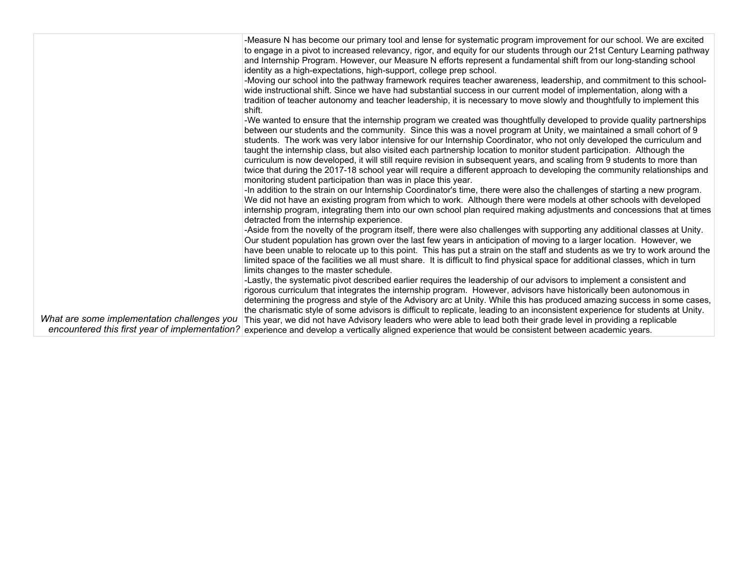| | |
|---|---|
| *What are some implementation challenges you encountered this first year of implementation?* | -Measure N has become our primary tool and lense for systematic program improvement for our school. We are excited to engage in a pivot to increased relevancy, rigor, and equity for our students through our 21st Century Learning pathway and Internship Program. However, our Measure N efforts represent a fundamental shift from our long-standing school identity as a high-expectations, high-support, college prep school.<br>-Moving our school into the pathway framework requires teacher awareness, leadership, and commitment to this school-wide instructional shift. Since we have had substantial success in our current model of implementation, along with a tradition of teacher autonomy and teacher leadership, it is necessary to move slowly and thoughtfully to implement this shift.<br>-We wanted to ensure that the internship program we created was thoughtfully developed to provide quality partnerships between our students and the community. Since this was a novel program at Unity, we maintained a small cohort of 9 students. The work was very labor intensive for our Internship Coordinator, who not only developed the curriculum and taught the internship class, but also visited each partnership location to monitor student participation. Although the curriculum is now developed, it will still require revision in subsequent years, and scaling from 9 students to more than twice that during the 2017-18 school year will require a different approach to developing the community relationships and monitoring student participation than was in place this year.<br>-In addition to the strain on our Internship Coordinator's time, there were also the challenges of starting a new program. We did not have an existing program from which to work. Although there were models at other schools with developed internship program, integrating them into our own school plan required making adjustments and concessions that at times detracted from the internship experience.<br>-Aside from the novelty of the program itself, there were also challenges with supporting any additional classes at Unity. Our student population has grown over the last few years in anticipation of moving to a larger location. However, we have been unable to relocate up to this point. This has put a strain on the staff and students as we try to work around the limited space of the facilities we all must share. It is difficult to find physical space for additional classes, which in turn limits changes to the master schedule.<br>-Lastly, the systematic pivot described earlier requires the leadership of our advisors to implement a consistent and rigorous curriculum that integrates the internship program. However, advisors have historically been autonomous in determining the progress and style of the Advisory arc at Unity. While this has produced amazing success in some cases, the charismatic style of some advisors is difficult to replicate, leading to an inconsistent experience for students at Unity. This year, we did not have Advisory leaders who were able to lead both their grade level in providing a replicable experience and develop a vertically aligned experience that would be consistent between academic years. |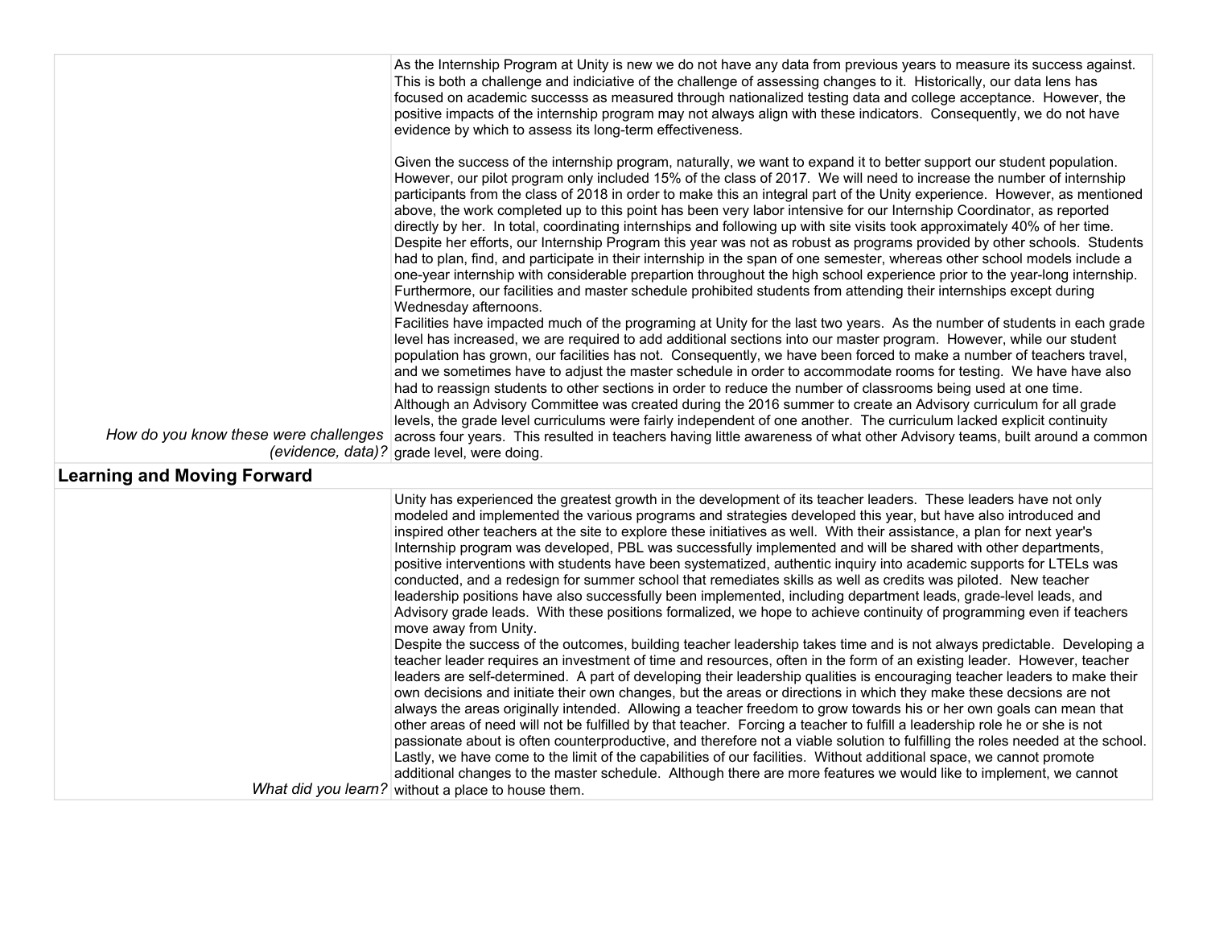| | |
|---|---|
| *How do you know these were challenges (evidence, data)?* | As the Internship Program at Unity is new we do not have any data from previous years to measure its success against. This is both a challenge and indiciative of the challenge of assessing changes to it. Historically, our data lens has focused on academic successs as measured through nationalized testing data and college acceptance. However, the positive impacts of the internship program may not always align with these indicators. Consequently, we do not have evidence by which to assess its long-term effectiveness.<br><br>Given the success of the internship program, naturally, we want to expand it to better support our student population. However, our pilot program only included 15% of the class of 2017. We will need to increase the number of internship participants from the class of 2018 in order to make this an integral part of the Unity experience. However, as mentioned above, the work completed up to this point has been very labor intensive for our Internship Coordinator, as reported directly by her. In total, coordinating internships and following up with site visits took approximately 40% of her time. Despite her efforts, our Internship Program this year was not as robust as programs provided by other schools. Students had to plan, find, and participate in their internship in the span of one semester, whereas other school models include a one-year internship with considerable prepartion throughout the high school experience prior to the year-long internship. Furthermore, our facilities and master schedule prohibited students from attending their internships except during Wednesday afternoons.<br>Facilities have impacted much of the programing at Unity for the last two years. As the number of students in each grade level has increased, we are required to add additional sections into our master program. However, while our student population has grown, our facilities has not. Consequently, we have been forced to make a number of teachers travel, and we sometimes have to adjust the master schedule in order to accommodate rooms for testing. We have have also had to reassign students to other sections in order to reduce the number of classrooms being used at one time.<br>Although an Advisory Committee was created during the 2016 summer to create an Advisory curriculum for all grade levels, the grade level curriculums were fairly independent of one another. The curriculum lacked explicit continuity across four years. This resulted in teachers having little awareness of what other Advisory teams, built around a common grade level, were doing. |
| **Learning and Moving Forward** | |
| *What did you learn?* | Unity has experienced the greatest growth in the development of its teacher leaders. These leaders have not only modeled and implemented the various programs and strategies developed this year, but have also introduced and inspired other teachers at the site to explore these initiatives as well. With their assistance, a plan for next year's Internship program was developed, PBL was successfully implemented and will be shared with other departments, positive interventions with students have been systematized, authentic inquiry into academic supports for LTELs was conducted, and a redesign for summer school that remediates skills as well as credits was piloted. New teacher leadership positions have also successfully been implemented, including department leads, grade-level leads, and Advisory grade leads. With these positions formalized, we hope to achieve continuity of programming even if teachers move away from Unity.<br>Despite the success of the outcomes, building teacher leadership takes time and is not always predictable. Developing a teacher leader requires an investment of time and resources, often in the form of an existing leader. However, teacher leaders are self-determined. A part of developing their leadership qualities is encouraging teacher leaders to make their own decisions and initiate their own changes, but the areas or directions in which they make these decsions are not always the areas originally intended. Allowing a teacher freedom to grow towards his or her own goals can mean that other areas of need will not be fulfilled by that teacher. Forcing a teacher to fulfill a leadership role he or she is not passionate about is often counterproductive, and therefore not a viable solution to fulfilling the roles needed at the school.<br>Lastly, we have come to the limit of the capabilities of our facilities. Without additional space, we cannot promote additional changes to the master schedule. Although there are more features we would like to implement, we cannot without a place to house them. |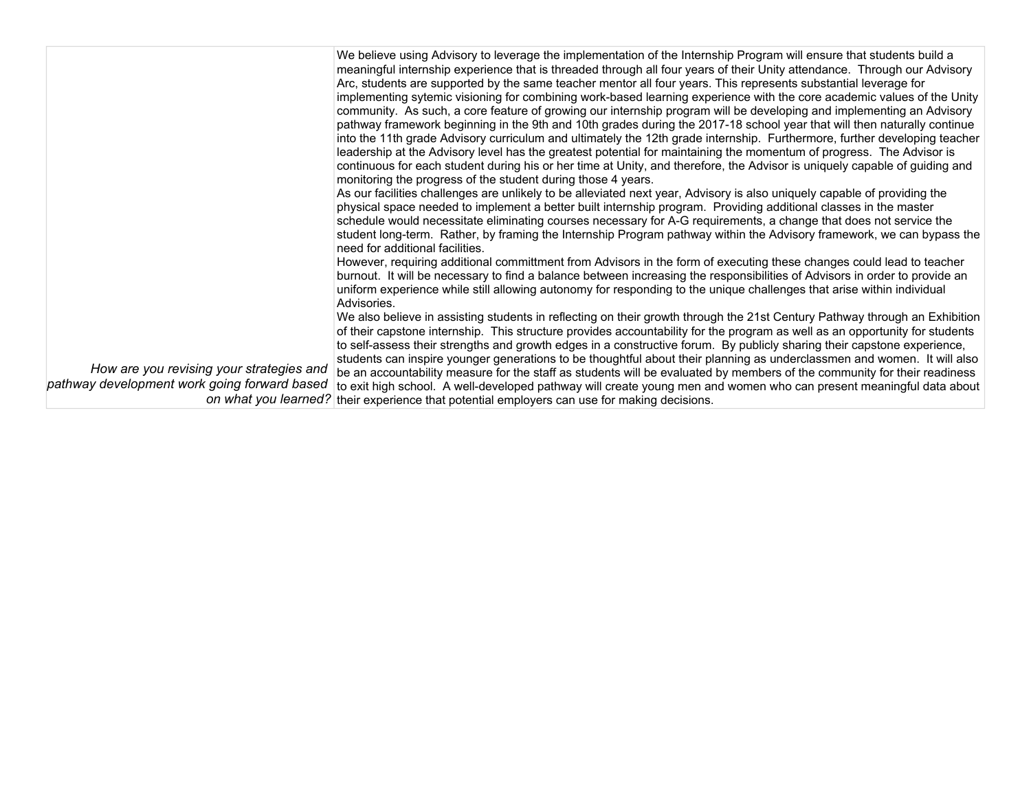| | |
|---|---|
| *How are you revising your strategies and pathway development work going forward based on what you learned?* | We believe using Advisory to leverage the implementation of the Internship Program will ensure that students build a meaningful internship experience that is threaded through all four years of their Unity attendance. Through our Advisory Arc, students are supported by the same teacher mentor all four years. This represents substantial leverage for implementing sytemic visioning for combining work-based learning experience with the core academic values of the Unity community. As such, a core feature of growing our internship program will be developing and implementing an Advisory pathway framework beginning in the 9th and 10th grades during the 2017-18 school year that will then naturally continue into the 11th grade Advisory curriculum and ultimately the 12th grade internship. Furthermore, further developing teacher leadership at the Advisory level has the greatest potential for maintaining the momentum of progress. The Advisor is continuous for each student during his or her time at Unity, and therefore, the Advisor is uniquely capable of guiding and monitoring the progress of the student during those 4 years.<br>As our facilities challenges are unlikely to be alleviated next year, Advisory is also uniquely capable of providing the physical space needed to implement a better built internship program. Providing additional classes in the master schedule would necessitate eliminating courses necessary for A-G requirements, a change that does not service the student long-term. Rather, by framing the Internship Program pathway within the Advisory framework, we can bypass the need for additional facilities.<br>However, requiring additional committment from Advisors in the form of executing these changes could lead to teacher burnout. It will be necessary to find a balance between increasing the responsibilities of Advisors in order to provide an uniform experience while still allowing autonomy for responding to the unique challenges that arise within individual Advisories.<br>We also believe in assisting students in reflecting on their growth through the 21st Century Pathway through an Exhibition of their capstone internship. This structure provides accountability for the program as well as an opportunity for students to self-assess their strengths and growth edges in a constructive forum. By publicly sharing their capstone experience, students can inspire younger generations to be thoughtful about their planning as underclassmen and women. It will also be an accountability measure for the staff as students will be evaluated by members of the community for their readiness to exit high school. A well-developed pathway will create young men and women who can present meaningful data about their experience that potential employers can use for making decisions. |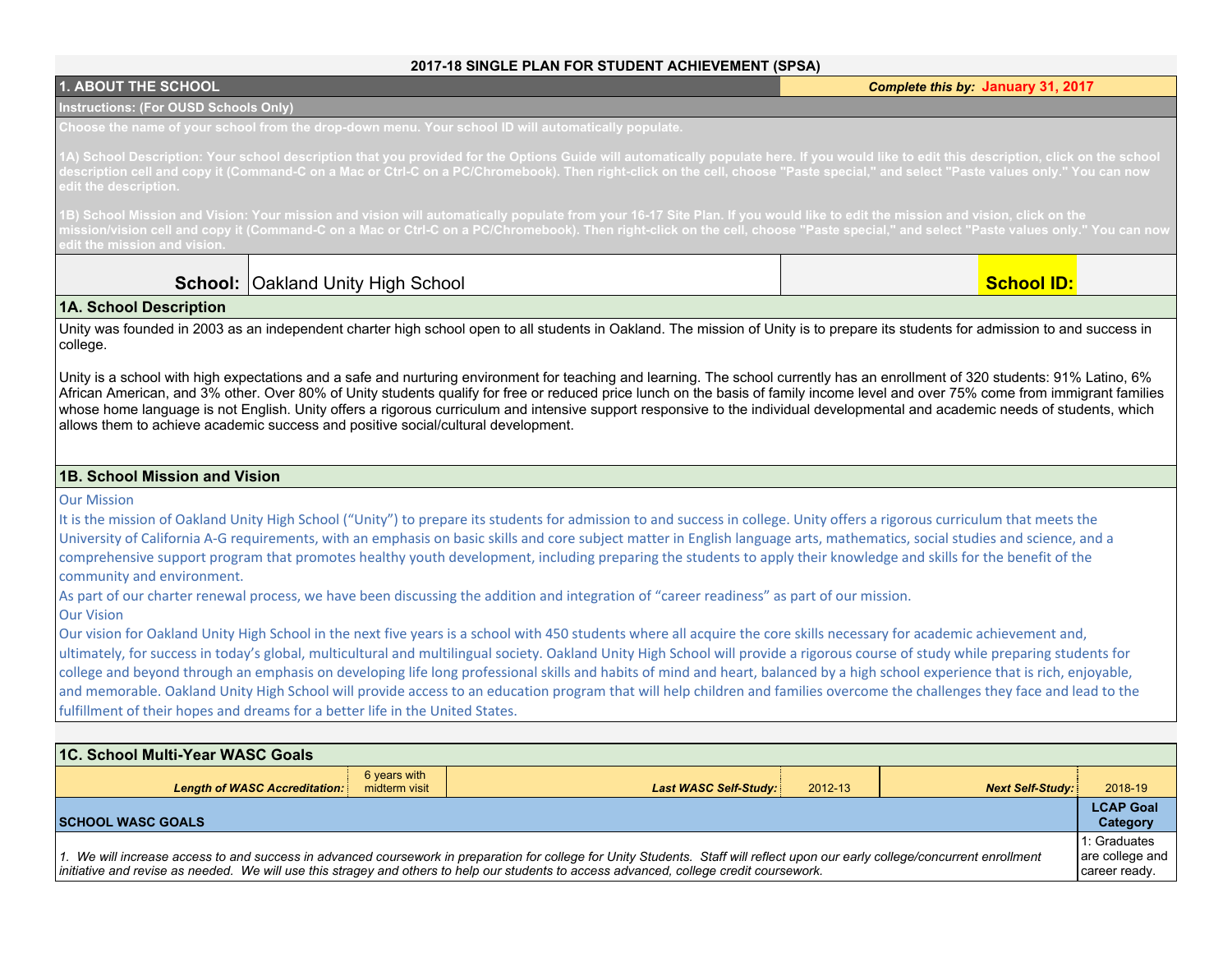# 2017-18 SINGLE PLAN FOR STUDENT ACHIEVEMENT (SPSA)

## 1. ABOUT THE SCHOOL

***Complete this by:* January 31, 2017**

**Instructions: (For OUSD Schools Only)**

**Choose the name of your school from the drop-down menu. Your school ID will automatically populate.**

**1A) School Description: Your school description that you provided for the Options Guide will automatically populate here. If you would like to edit this description, click on the school description cell and copy it (Command-C on a Mac or Ctrl-C on a PC/Chromebook). Then right-click on the cell, choose "Paste special," and select "Paste values only." You can now edit the description.**

**1B) School Mission and Vision: Your mission and vision will automatically populate from your 16-17 Site Plan. If you would like to edit the mission and vision, click on the mission/vision cell and copy it (Command-C on a Mac or Ctrl-C on a PC/Chromebook). Then right-click on the cell, choose "Paste special," and select "Paste values only." You can now edit the mission and vision.**

**School:** Oakland Unity High School | **School ID:**

### 1A. School Description

Unity was founded in 2003 as an independent charter high school open to all students in Oakland. The mission of Unity is to prepare its students for admission to and success in college.

Unity is a school with high expectations and a safe and nurturing environment for teaching and learning. The school currently has an enrollment of 320 students: 91% Latino, 6% African American, and 3% other. Over 80% of Unity students qualify for free or reduced price lunch on the basis of family income level and over 75% come from immigrant families whose home language is not English. Unity offers a rigorous curriculum and intensive support responsive to the individual developmental and academic needs of students, which allows them to achieve academic success and positive social/cultural development.

### 1B. School Mission and Vision

Our Mission

It is the mission of Oakland Unity High School ("Unity") to prepare its students for admission to and success in college. Unity offers a rigorous curriculum that meets the University of California A-G requirements, with an emphasis on basic skills and core subject matter in English language arts, mathematics, social studies and science, and a comprehensive support program that promotes healthy youth development, including preparing the students to apply their knowledge and skills for the benefit of the community and environment.

As part of our charter renewal process, we have been discussing the addition and integration of "career readiness" as part of our mission.

Our Vision

Our vision for Oakland Unity High School in the next five years is a school with 450 students where all acquire the core skills necessary for academic achievement and, ultimately, for success in today's global, multicultural and multilingual society. Oakland Unity High School will provide a rigorous course of study while preparing students for college and beyond through an emphasis on developing life long professional skills and habits of mind and heart, balanced by a high school experience that is rich, enjoyable, and memorable. Oakland Unity High School will provide access to an education program that will help children and families overcome the challenges they face and lead to the fulfillment of their hopes and dreams for a better life in the United States.

### 1C. School Multi-Year WASC Goals

| *Length of WASC Accreditation:* | 6 years with midterm visit | *Last WASC Self-Study:* | 2012-13 | *Next Self-Study:* | 2018-19 |
|---|---|---|---|---|---|

| SCHOOL WASC GOALS | LCAP Goal Category |
|---|---|
| *1. We will increase access to and success in advanced coursework in preparation for college for Unity Students. Staff will reflect upon our early college/concurrent enrollment initiative and revise as needed. We will use this stragey and others to help our students to access advanced, college credit coursework.* | 1: Graduates are college and career ready. |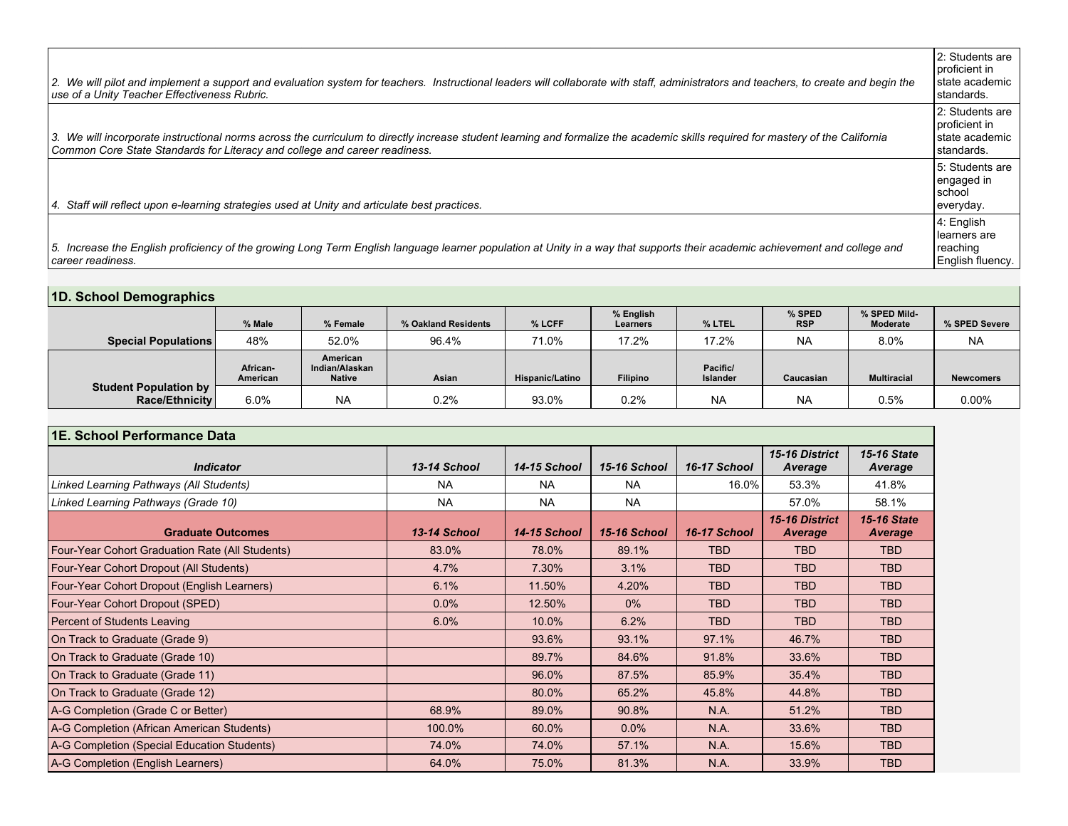| | |
|---|---|
| *2. We will pilot and implement a support and evaluation system for teachers. Instructional leaders will collaborate with staff, administrators and teachers, to create and begin the use of a Unity Teacher Effectiveness Rubric.* | 2: Students are proficient in state academic standards. |
| *3. We will incorporate instructional norms across the curriculum to directly increase student learning and formalize the academic skills required for mastery of the California Common Core State Standards for Literacy and college and career readiness.* | 2: Students are proficient in state academic standards. |
| *4. Staff will reflect upon e-learning strategies used at Unity and articulate best practices.* | 5: Students are engaged in school everyday. |
| *5. Increase the English proficiency of the growing Long Term English language learner population at Unity in a way that supports their academic achievement and college and career readiness.* | 4: English learners are reaching English fluency. |

## 1D. School Demographics

| | % Male | % Female | % Oakland Residents | % LCFF | % English Learners | % LTEL | % SPED RSP | % SPED Mild-Moderate | % SPED Severe |
|---|---|---|---|---|---|---|---|---|---|
| **Special Populations** | 48% | 52.0% | 96.4% | 71.0% | 17.2% | 17.2% | NA | 8.0% | NA |
| | **African-American** | **American Indian/Alaskan Native** | **Asian** | **Hispanic/Latino** | **Filipino** | **Pacific/ Islander** | **Caucasian** | **Multiracial** | **Newcomers** |
| **Student Population by Race/Ethnicity** | 6.0% | NA | 0.2% | 93.0% | 0.2% | NA | NA | 0.5% | 0.00% |

## 1E. School Performance Data

| *Indicator* | *13-14 School* | *14-15 School* | *15-16 School* | *16-17 School* | *15-16 District Average* | *15-16 State Average* |
|---|---|---|---|---|---|---|
| *Linked Learning Pathways (All Students)* | NA | NA | NA | 16.0% | 53.3% | 41.8% |
| *Linked Learning Pathways (Grade 10)* | NA | NA | NA | | 57.0% | 58.1% |
| **Graduate Outcomes** | ***13-14 School*** | ***14-15 School*** | ***15-16 School*** | ***16-17 School*** | ***15-16 District Average*** | ***15-16 State Average*** |
| Four-Year Cohort Graduation Rate (All Students) | 83.0% | 78.0% | 89.1% | TBD | TBD | TBD |
| Four-Year Cohort Dropout (All Students) | 4.7% | 7.30% | 3.1% | TBD | TBD | TBD |
| Four-Year Cohort Dropout (English Learners) | 6.1% | 11.50% | 4.20% | TBD | TBD | TBD |
| Four-Year Cohort Dropout (SPED) | 0.0% | 12.50% | 0% | TBD | TBD | TBD |
| Percent of Students Leaving | 6.0% | 10.0% | 6.2% | TBD | TBD | TBD |
| On Track to Graduate (Grade 9) | | 93.6% | 93.1% | 97.1% | 46.7% | TBD |
| On Track to Graduate (Grade 10) | | 89.7% | 84.6% | 91.8% | 33.6% | TBD |
| On Track to Graduate (Grade 11) | | 96.0% | 87.5% | 85.9% | 35.4% | TBD |
| On Track to Graduate (Grade 12) | | 80.0% | 65.2% | 45.8% | 44.8% | TBD |
| A-G Completion (Grade C or Better) | 68.9% | 89.0% | 90.8% | N.A. | 51.2% | TBD |
| A-G Completion (African American Students) | 100.0% | 60.0% | 0.0% | N.A. | 33.6% | TBD |
| A-G Completion (Special Education Students) | 74.0% | 74.0% | 57.1% | N.A. | 15.6% | TBD |
| A-G Completion (English Learners) | 64.0% | 75.0% | 81.3% | N.A. | 33.9% | TBD |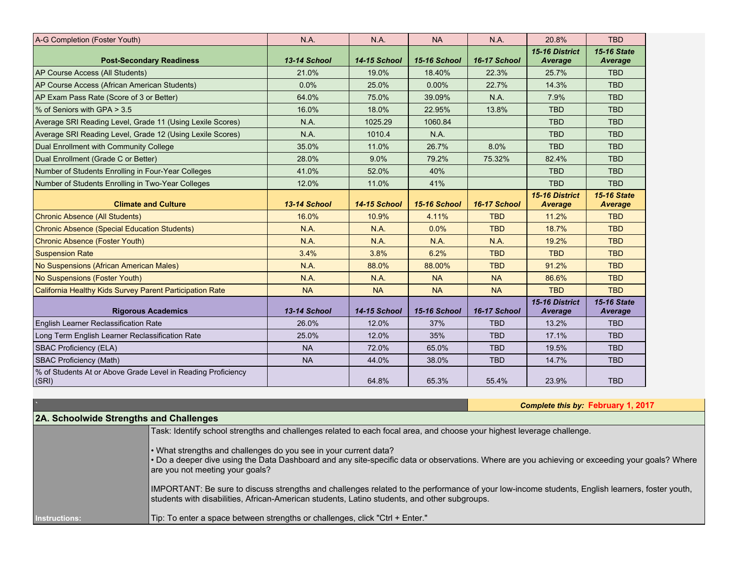| A-G Completion (Foster Youth) | N.A. | N.A. | NA | N.A. | 20.8% | TBD |
|---|---|---|---|---|---|---|
| **Post-Secondary Readiness** | ***13-14 School*** | ***14-15 School*** | ***15-16 School*** | ***16-17 School*** | ***15-16 District Average*** | ***15-16 State Average*** |
| AP Course Access (All Students) | 21.0% | 19.0% | 18.40% | 22.3% | 25.7% | TBD |
| AP Course Access (African American Students) | 0.0% | 25.0% | 0.00% | 22.7% | 14.3% | TBD |
| AP Exam Pass Rate (Score of 3 or Better) | 64.0% | 75.0% | 39.09% | N.A. | 7.9% | TBD |
| % of Seniors with GPA > 3.5 | 16.0% | 18.0% | 22.95% | 13.8% | TBD | TBD |
| Average SRI Reading Level, Grade 11 (Using Lexile Scores) | N.A. | 1025.29 | 1060.84 | | TBD | TBD |
| Average SRI Reading Level, Grade 12 (Using Lexile Scores) | N.A. | 1010.4 | N.A. | | TBD | TBD |
| Dual Enrollment with Community College | 35.0% | 11.0% | 26.7% | 8.0% | TBD | TBD |
| Dual Enrollment (Grade C or Better) | 28.0% | 9.0% | 79.2% | 75.32% | 82.4% | TBD |
| Number of Students Enrolling in Four-Year Colleges | 41.0% | 52.0% | 40% | | TBD | TBD |
| Number of Students Enrolling in Two-Year Colleges | 12.0% | 11.0% | 41% | | TBD | TBD |
| **Climate and Culture** | ***13-14 School*** | ***14-15 School*** | ***15-16 School*** | ***16-17 School*** | ***15-16 District Average*** | ***15-16 State Average*** |
| Chronic Absence (All Students) | 16.0% | 10.9% | 4.11% | TBD | 11.2% | TBD |
| Chronic Absence (Special Education Students) | N.A. | N.A. | 0.0% | TBD | 18.7% | TBD |
| Chronic Absence (Foster Youth) | N.A. | N.A. | N.A. | N.A. | 19.2% | TBD |
| Suspension Rate | 3.4% | 3.8% | 6.2% | TBD | TBD | TBD |
| No Suspensions (African American Males) | N.A. | 88.0% | 88.00% | TBD | 91.2% | TBD |
| No Suspensions (Foster Youth) | N.A. | N.A. | NA | NA | 86.6% | TBD |
| California Healthy Kids Survey Parent Participation Rate | NA | NA | NA | NA | TBD | TBD |
| **Rigorous Academics** | ***13-14 School*** | ***14-15 School*** | ***15-16 School*** | ***16-17 School*** | ***15-16 District Average*** | ***15-16 State Average*** |
| English Learner Reclassification Rate | 26.0% | 12.0% | 37% | TBD | 13.2% | TBD |
| Long Term English Learner Reclassification Rate | 25.0% | 12.0% | 35% | TBD | 17.1% | TBD |
| SBAC Proficiency (ELA) | NA | 72.0% | 65.0% | TBD | 19.5% | TBD |
| SBAC Proficiency (Math) | NA | 44.0% | 38.0% | TBD | 14.7% | TBD |
| % of Students At or Above Grade Level in Reading Proficiency (SRI) | | 64.8% | 65.3% | 55.4% | 23.9% | TBD |

***Complete this by:* February 1, 2017**

## 2A. Schoolwide Strengths and Challenges

**Instructions:**

Task: Identify school strengths and challenges related to each focal area, and choose your highest leverage challenge.

- What strengths and challenges do you see in your current data?
- Do a deeper dive using the Data Dashboard and any site-specific data or observations. Where are you achieving or exceeding your goals? Where are you not meeting your goals?

IMPORTANT: Be sure to discuss strengths and challenges related to the performance of your low-income students, English learners, foster youth, students with disabilities, African-American students, Latino students, and other subgroups.

Tip: To enter a space between strengths or challenges, click "Ctrl + Enter."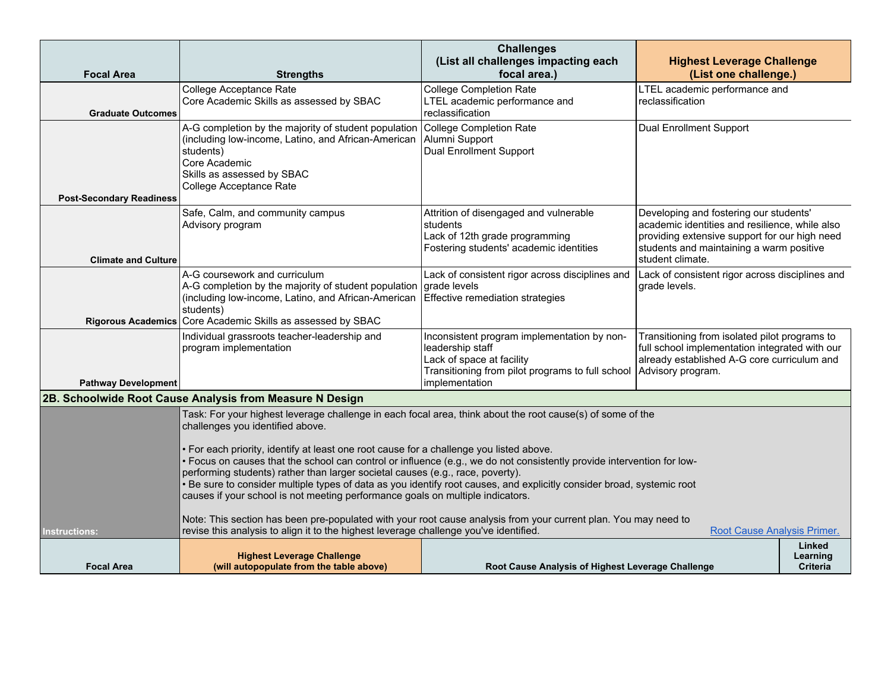| Focal Area | Strengths | Challenges (List all challenges impacting each focal area.) | Highest Leverage Challenge (List one challenge.) |
|---|---|---|---|
| Graduate Outcomes | College Acceptance Rate<br>Core Academic Skills as assessed by SBAC | College Completion Rate<br>LTEL academic performance and reclassification | LTEL academic performance and reclassification |
| Post-Secondary Readiness | A-G completion by the majority of student population (including low-income, Latino, and African-American students)<br>Core Academic<br>Skills as assessed by SBAC<br>College Acceptance Rate | College Completion Rate<br>Alumni Support<br>Dual Enrollment Support | Dual Enrollment Support |
| Climate and Culture | Safe, Calm, and community campus<br>Advisory program | Attrition of disengaged and vulnerable students<br>Lack of 12th grade programming<br>Fostering students' academic identities | Developing and fostering our students' academic identities and resilience, while also providing extensive support for our high need students and maintaining a warm positive student climate. |
| Rigorous Academics | A-G coursework and curriculum<br>A-G completion by the majority of student population (including low-income, Latino, and African-American students)<br>Core Academic Skills as assessed by SBAC | Lack of consistent rigor across disciplines and grade levels<br>Effective remediation strategies | Lack of consistent rigor across disciplines and grade levels. |
| Pathway Development | Individual grassroots teacher-leadership and program implementation | Inconsistent program implementation by non-leadership staff<br>Lack of space at facility<br>Transitioning from pilot programs to full school implementation | Transitioning from isolated pilot programs to full school implementation integrated with our already established A-G core curriculum and Advisory program. |

## 2B. Schoolwide Root Cause Analysis from Measure N Design

**Instructions:**

Task: For your highest leverage challenge in each focal area, think about the root cause(s) of some of the challenges you identified above.

- For each priority, identify at least one root cause for a challenge you listed above.
- Focus on causes that the school can control or influence (e.g., we do not consistently provide intervention for low-performing students) rather than larger societal causes (e.g., race, poverty).
- Be sure to consider multiple types of data as you identify root causes, and explicitly consider broad, systemic root causes if your school is not meeting performance goals on multiple indicators.

Note: This section has been pre-populated with your root cause analysis from your current plan. You may need to revise this analysis to align it to the highest leverage challenge you've identified.

Root Cause Analysis Primer.

| Focal Area | Highest Leverage Challenge (will autopopulate from the table above) | Root Cause Analysis of Highest Leverage Challenge | Linked Learning Criteria |
|---|---|---|---|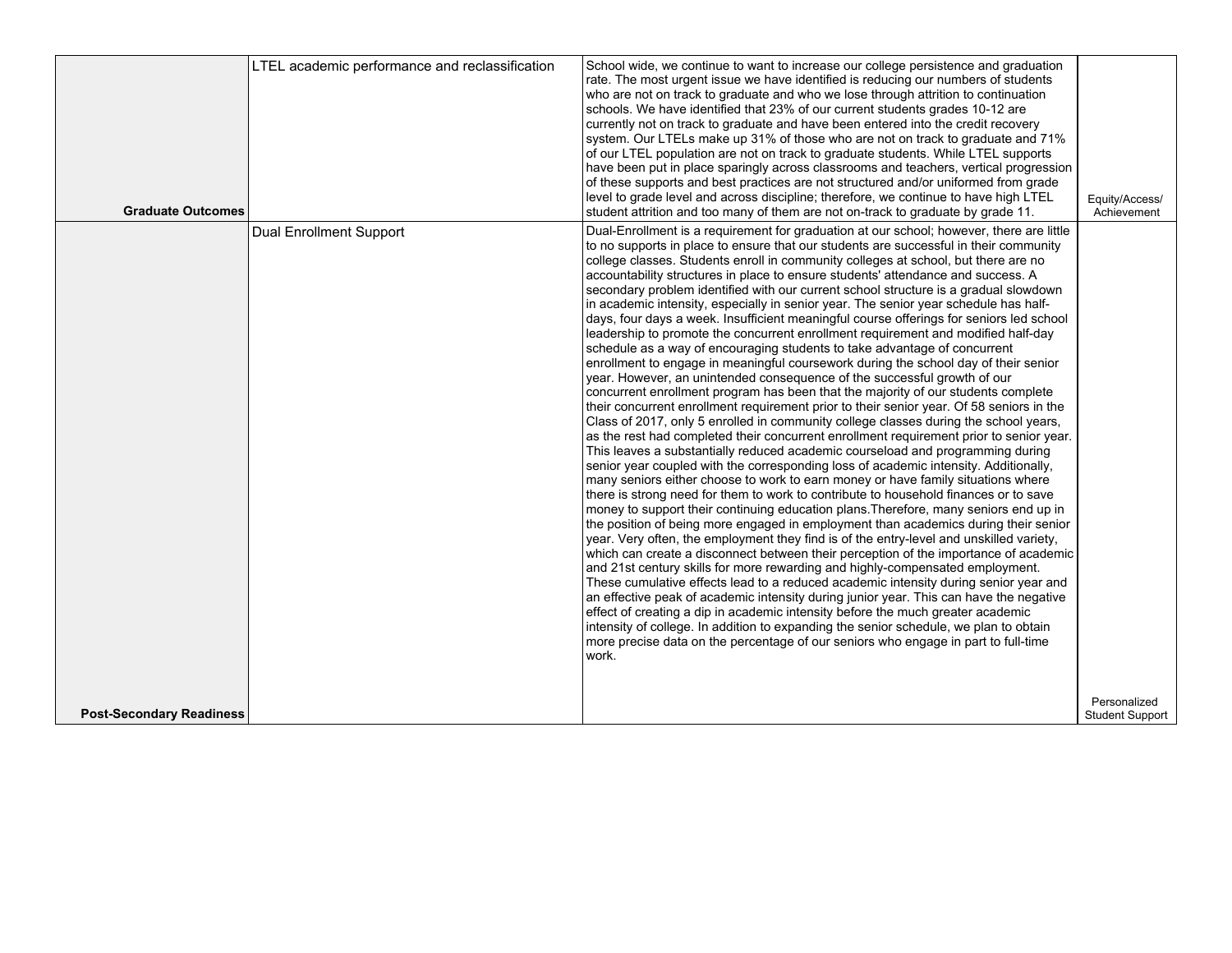| | | | |
|---|---|---|---|
| **Graduate Outcomes** | LTEL academic performance and reclassification | School wide, we continue to want to increase our college persistence and graduation rate. The most urgent issue we have identified is reducing our numbers of students who are not on track to graduate and who we lose through attrition to continuation schools. We have identified that 23% of our current students grades 10-12 are currently not on track to graduate and have been entered into the credit recovery system. Our LTELs make up 31% of those who are not on track to graduate and 71% of our LTEL population are not on track to graduate students. While LTEL supports have been put in place sparingly across classrooms and teachers, vertical progression of these supports and best practices are not structured and/or uniformed from grade level to grade level and across discipline; therefore, we continue to have high LTEL student attrition and too many of them are not on-track to graduate by grade 11. | Equity/Access/ Achievement |
| **Post-Secondary Readiness** | Dual Enrollment Support | Dual-Enrollment is a requirement for graduation at our school; however, there are little to no supports in place to ensure that our students are successful in their community college classes. Students enroll in community colleges at school, but there are no accountability structures in place to ensure students' attendance and success. A secondary problem identified with our current school structure is a gradual slowdown in academic intensity, especially in senior year. The senior year schedule has half-days, four days a week. Insufficient meaningful course offerings for seniors led school leadership to promote the concurrent enrollment requirement and modified half-day schedule as a way of encouraging students to take advantage of concurrent enrollment to engage in meaningful coursework during the school day of their senior year. However, an unintended consequence of the successful growth of our concurrent enrollment program has been that the majority of our students complete their concurrent enrollment requirement prior to their senior year. Of 58 seniors in the Class of 2017, only 5 enrolled in community college classes during the school years, as the rest had completed their concurrent enrollment requirement prior to senior year. This leaves a substantially reduced academic courseload and programming during senior year coupled with the corresponding loss of academic intensity. Additionally, many seniors either choose to work to earn money or have family situations where there is strong need for them to work to contribute to household finances or to save money to support their continuing education plans.Therefore, many seniors end up in the position of being more engaged in employment than academics during their senior year. Very often, the employment they find is of the entry-level and unskilled variety, which can create a disconnect between their perception of the importance of academic and 21st century skills for more rewarding and highly-compensated employment. These cumulative effects lead to a reduced academic intensity during senior year and an effective peak of academic intensity during junior year. This can have the negative effect of creating a dip in academic intensity before the much greater academic intensity of college. In addition to expanding the senior schedule, we plan to obtain more precise data on the percentage of our seniors who engage in part to full-time work. | Personalized Student Support |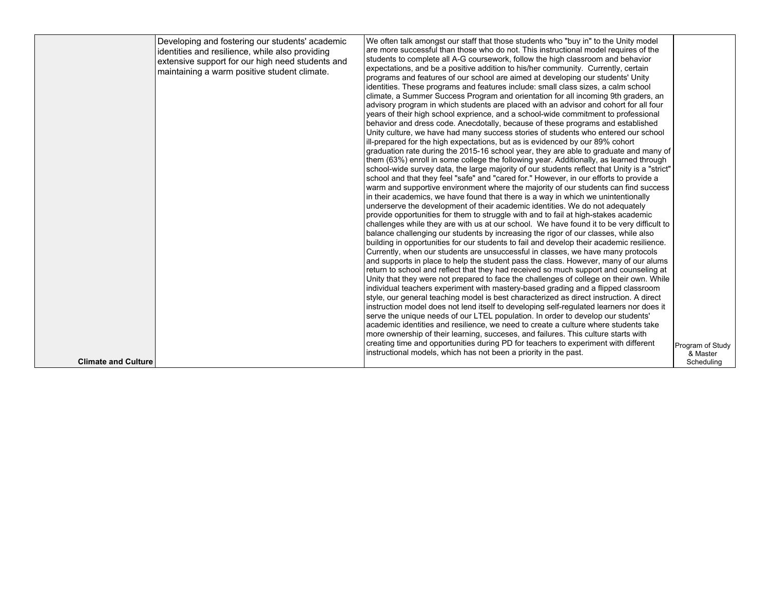| | | | |
|---|---|---|---|
| **Climate and Culture** | Developing and fostering our students' academic identities and resilience, while also providing extensive support for our high need students and maintaining a warm positive student climate. | We often talk amongst our staff that those students who "buy in" to the Unity model are more successful than those who do not. This instructional model requires of the students to complete all A-G coursework, follow the high classroom and behavior expectations, and be a positive addition to his/her community. Currently, certain programs and features of our school are aimed at developing our students' Unity identities. These programs and features include: small class sizes, a calm school climate, a Summer Success Program and orientation for all incoming 9th graders, an advisory program in which students are placed with an advisor and cohort for all four years of their high school exprience, and a school-wide commitment to professional behavior and dress code. Anecdotally, because of these programs and established Unity culture, we have had many success stories of students who entered our school ill-prepared for the high expectations, but as is evidenced by our 89% cohort graduation rate during the 2015-16 school year, they are able to graduate and many of them (63%) enroll in some college the following year. Additionally, as learned through school-wide survey data, the large majority of our students reflect that Unity is a "strict" school and that they feel "safe" and "cared for." However, in our efforts to provide a warm and supportive environment where the majority of our students can find success in their academics, we have found that there is a way in which we unintentionally underserve the development of their academic identities. We do not adequately provide opportunities for them to struggle with and to fail at high-stakes academic challenges while they are with us at our school. We have found it to be very difficult to balance challenging our students by increasing the rigor of our classes, while also building in opportunities for our students to fail and develop their academic resilience. Currently, when our students are unsuccessful in classes, we have many protocols and supports in place to help the student pass the class. However, many of our alums return to school and reflect that they had received so much support and counseling at Unity that they were not prepared to face the challenges of college on their own. While individual teachers experiment with mastery-based grading and a flipped classroom style, our general teaching model is best characterized as direct instruction. A direct instruction model does not lend itself to developing self-regulated learners nor does it serve the unique needs of our LTEL population. In order to develop our students' academic identities and resilience, we need to create a culture where students take more ownership of their learning, succeses, and failures. This culture starts with creating time and opportunities during PD for teachers to experiment with different instructional models, which has not been a priority in the past. | Program of Study & Master Scheduling |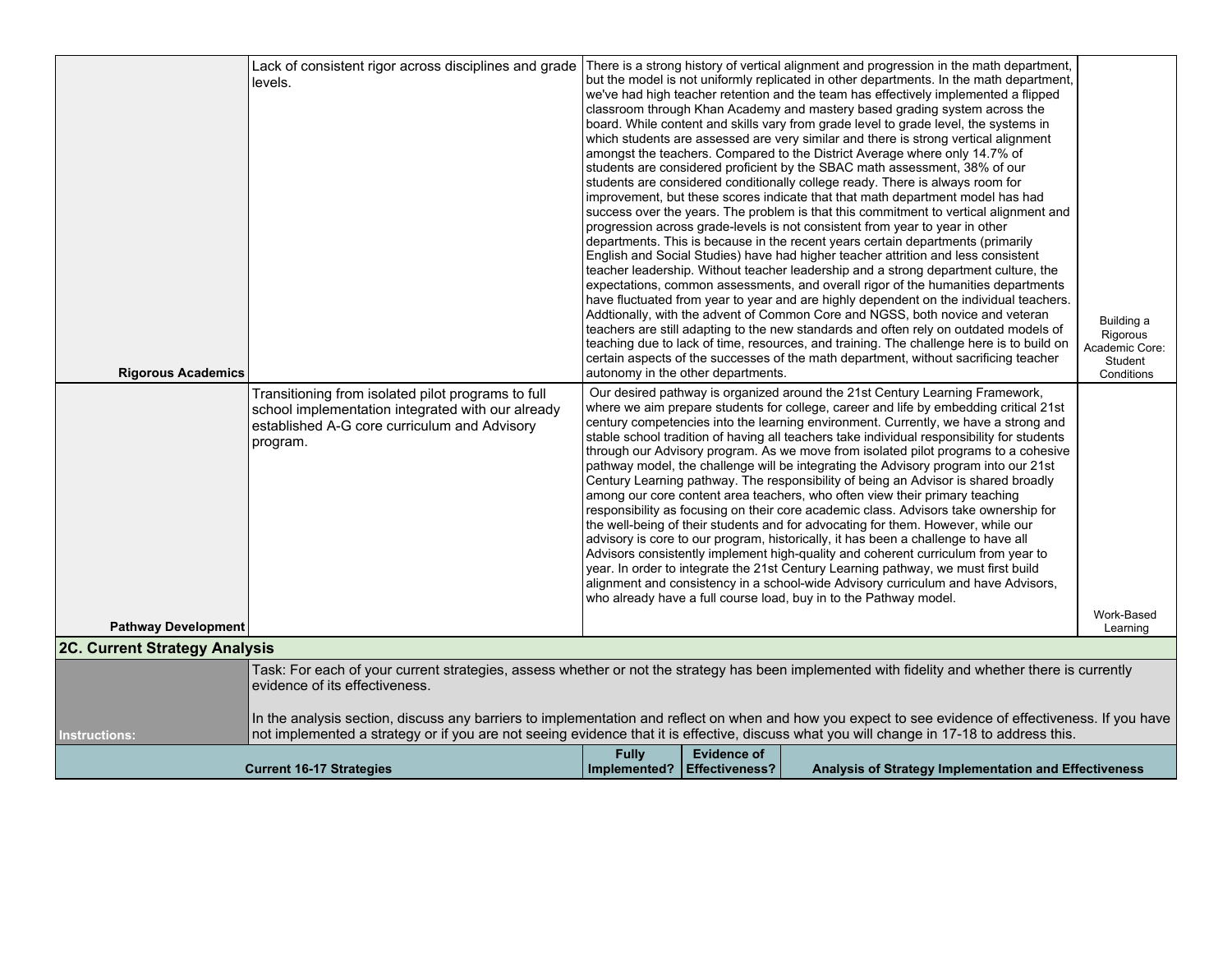| | | | |
|---|---|---|---|
| **Rigorous Academics** | Lack of consistent rigor across disciplines and grade levels. | There is a strong history of vertical alignment and progression in the math department, but the model is not uniformly replicated in other departments. In the math department, we've had high teacher retention and the team has effectively implemented a flipped classroom through Khan Academy and mastery based grading system across the board. While content and skills vary from grade level to grade level, the systems in which students are assessed are very similar and there is strong vertical alignment amongst the teachers. Compared to the District Average where only 14.7% of students are considered proficient by the SBAC math assessment, 38% of our students are considered conditionally college ready. There is always room for improvement, but these scores indicate that that math department model has had success over the years. The problem is that this commitment to vertical alignment and progression across grade-levels is not consistent from year to year in other departments. This is because in the recent years certain departments (primarily English and Social Studies) have had higher teacher attrition and less consistent teacher leadership. Without teacher leadership and a strong department culture, the expectations, common assessments, and overall rigor of the humanities departments have fluctuated from year to year and are highly dependent on the individual teachers. Addtionally, with the advent of Common Core and NGSS, both novice and veteran teachers are still adapting to the new standards and often rely on outdated models of teaching due to lack of time, resources, and training. The challenge here is to build on certain aspects of the successes of the math department, without sacrificing teacher autonomy in the other departments. | Building a Rigorous Academic Core: Student Conditions |
| **Pathway Development** | Transitioning from isolated pilot programs to full school implementation integrated with our already established A-G core curriculum and Advisory program. | Our desired pathway is organized around the 21st Century Learning Framework, where we aim prepare students for college, career and life by embedding critical 21st century competencies into the learning environment. Currently, we have a strong and stable school tradition of having all teachers take individual responsibility for students through our Advisory program. As we move from isolated pilot programs to a cohesive pathway model, the challenge will be integrating the Advisory program into our 21st Century Learning pathway. The responsibility of being an Advisor is shared broadly among our core content area teachers, who often view their primary teaching responsibility as focusing on their core academic class. Advisors take ownership for the well-being of their students and for advocating for them. However, while our advisory is core to our program, historically, it has been a challenge to have all Advisors consistently implement high-quality and coherent curriculum from year to year. In order to integrate the 21st Century Learning pathway, we must first build alignment and consistency in a school-wide Advisory curriculum and have Advisors, who already have a full course load, buy in to the Pathway model. | Work-Based Learning |

## 2C. Current Strategy Analysis

| | |
|---|---|
| **Instructions:** | Task: For each of your current strategies, assess whether or not the strategy has been implemented with fidelity and whether there is currently evidence of its effectiveness.<br><br>In the analysis section, discuss any barriers to implementation and reflect on when and how you expect to see evidence of effectiveness. If you have not implemented a strategy or if you are not seeing evidence that it is effective, discuss what you will change in 17-18 to address this. |

| Current 16-17 Strategies | Fully Implemented? | Evidence of Effectiveness? | Analysis of Strategy Implementation and Effectiveness |
|---|---|---|---|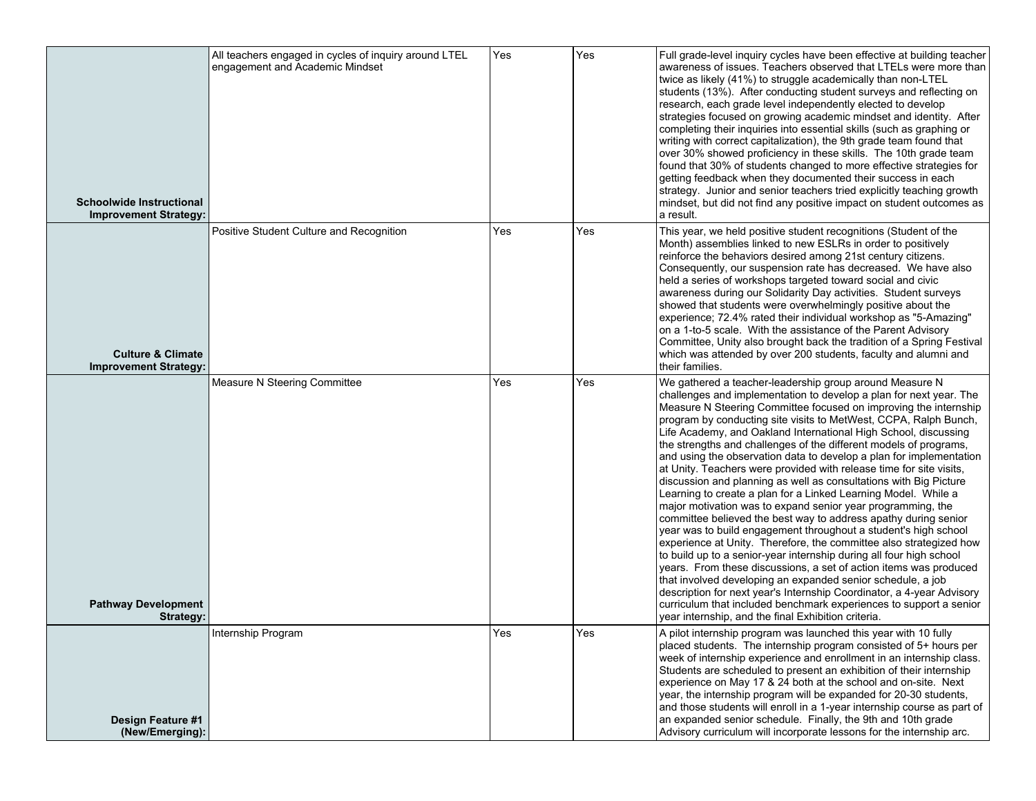| | | | | |
|---|---|---|---|---|
| **Schoolwide Instructional Improvement Strategy:** | All teachers engaged in cycles of inquiry around LTEL engagement and Academic Mindset | Yes | Yes | Full grade-level inquiry cycles have been effective at building teacher awareness of issues. Teachers observed that LTELs were more than twice as likely (41%) to struggle academically than non-LTEL students (13%). After conducting student surveys and reflecting on research, each grade level independently elected to develop strategies focused on growing academic mindset and identity. After completing their inquiries into essential skills (such as graphing or writing with correct capitalization), the 9th grade team found that over 30% showed proficiency in these skills. The 10th grade team found that 30% of students changed to more effective strategies for getting feedback when they documented their success in each strategy. Junior and senior teachers tried explicitly teaching growth mindset, but did not find any positive impact on student outcomes as a result. |
| **Culture & Climate Improvement Strategy:** | Positive Student Culture and Recognition | Yes | Yes | This year, we held positive student recognitions (Student of the Month) assemblies linked to new ESLRs in order to positively reinforce the behaviors desired among 21st century citizens. Consequently, our suspension rate has decreased. We have also held a series of workshops targeted toward social and civic awareness during our Solidarity Day activities. Student surveys showed that students were overwhelmingly positive about the experience; 72.4% rated their individual workshop as "5-Amazing" on a 1-to-5 scale. With the assistance of the Parent Advisory Committee, Unity also brought back the tradition of a Spring Festival which was attended by over 200 students, faculty and alumni and their families. |
| **Pathway Development Strategy:** | Measure N Steering Committee | Yes | Yes | We gathered a teacher-leadership group around Measure N challenges and implementation to develop a plan for next year. The Measure N Steering Committee focused on improving the internship program by conducting site visits to MetWest, CCPA, Ralph Bunch, Life Academy, and Oakland International High School, discussing the strengths and challenges of the different models of programs, and using the observation data to develop a plan for implementation at Unity. Teachers were provided with release time for site visits, discussion and planning as well as consultations with Big Picture Learning to create a plan for a Linked Learning Model. While a major motivation was to expand senior year programming, the committee believed the best way to address apathy during senior year was to build engagement throughout a student's high school experience at Unity. Therefore, the committee also strategized how to build up to a senior-year internship during all four high school years. From these discussions, a set of action items was produced that involved developing an expanded senior schedule, a job description for next year's Internship Coordinator, a 4-year Advisory curriculum that included benchmark experiences to support a senior year internship, and the final Exhibition criteria. |
| **Design Feature #1 (New/Emerging):** | Internship Program | Yes | Yes | A pilot internship program was launched this year with 10 fully placed students. The internship program consisted of 5+ hours per week of internship experience and enrollment in an internship class. Students are scheduled to present an exhibition of their internship experience on May 17 & 24 both at the school and on-site. Next year, the internship program will be expanded for 20-30 students, and those students will enroll in a 1-year internship course as part of an expanded senior schedule. Finally, the 9th and 10th grade Advisory curriculum will incorporate lessons for the internship arc. |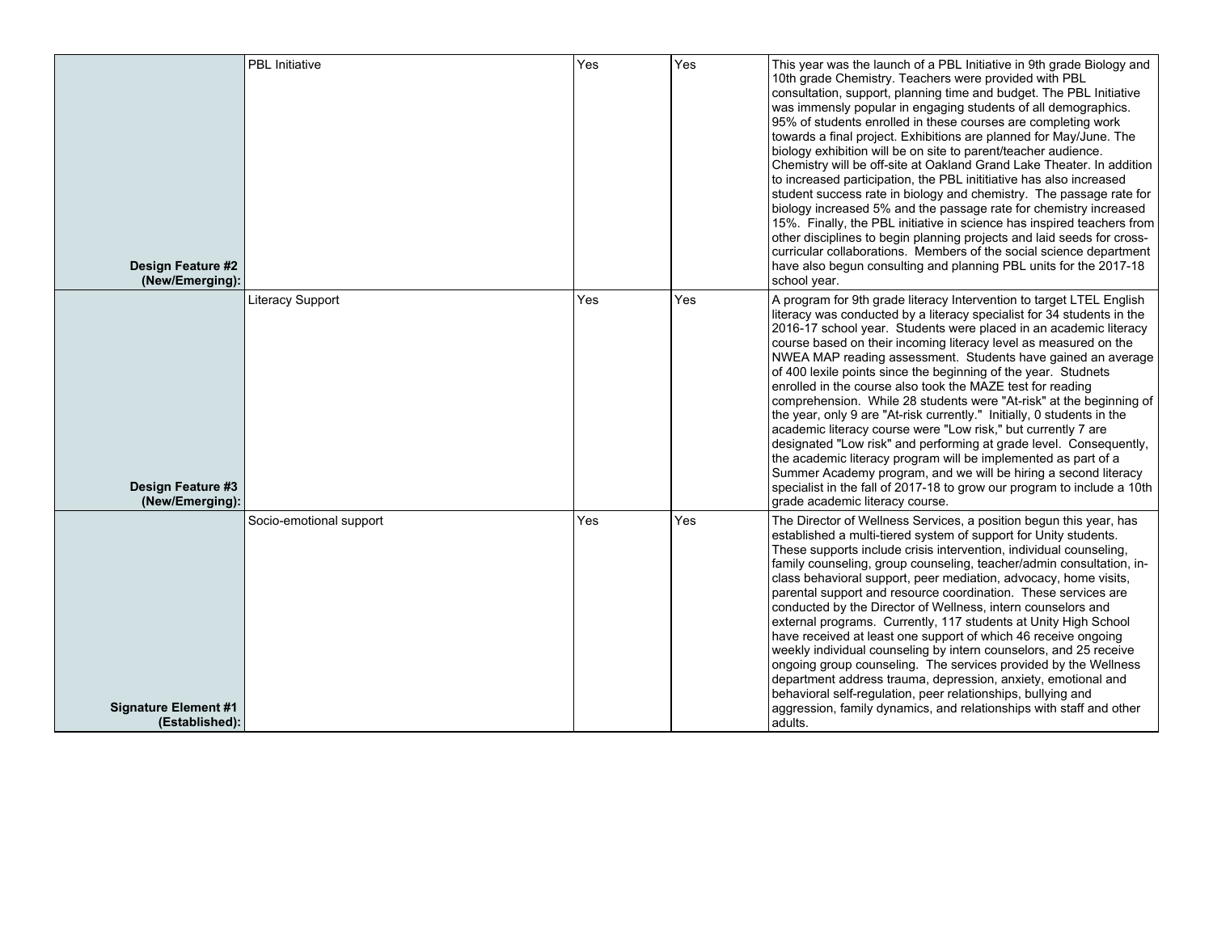| | | | | |
|---|---|---|---|---|
| **Design Feature #2 (New/Emerging):** | PBL Initiative | Yes | Yes | This year was the launch of a PBL Initiative in 9th grade Biology and 10th grade Chemistry. Teachers were provided with PBL consultation, support, planning time and budget. The PBL Initiative was immensely popular in engaging students of all demographics. 95% of students enrolled in these courses are completing work towards a final project. Exhibitions are planned for May/June. The biology exhibition will be on site to parent/teacher audience. Chemistry will be off-site at Oakland Grand Lake Theater. In addition to increased participation, the PBL inititiative has also increased student success rate in biology and chemistry. The passage rate for biology increased 5% and the passage rate for chemistry increased 15%. Finally, the PBL initiative in science has inspired teachers from other disciplines to begin planning projects and laid seeds for cross-curricular collaborations. Members of the social science department have also begun consulting and planning PBL units for the 2017-18 school year. |
| **Design Feature #3 (New/Emerging):** | Literacy Support | Yes | Yes | A program for 9th grade literacy Intervention to target LTEL English literacy was conducted by a literacy specialist for 34 students in the 2016-17 school year. Students were placed in an academic literacy course based on their incoming literacy level as measured on the NWEA MAP reading assessment. Students have gained an average of 400 lexile points since the beginning of the year. Studnets enrolled in the course also took the MAZE test for reading comprehension. While 28 students were "At-risk" at the beginning of the year, only 9 are "At-risk currently." Initially, 0 students in the academic literacy course were "Low risk," but currently 7 are designated "Low risk" and performing at grade level. Consequently, the academic literacy program will be implemented as part of a Summer Academy program, and we will be hiring a second literacy specialist in the fall of 2017-18 to grow our program to include a 10th grade academic literacy course. |
| **Signature Element #1 (Established):** | Socio-emotional support | Yes | Yes | The Director of Wellness Services, a position begun this year, has established a multi-tiered system of support for Unity students. These supports include crisis intervention, individual counseling, family counseling, group counseling, teacher/admin consultation, in-class behavioral support, peer mediation, advocacy, home visits, parental support and resource coordination. These services are conducted by the Director of Wellness, intern counselors and external programs. Currently, 117 students at Unity High School have received at least one support of which 46 receive ongoing weekly individual counseling by intern counselors, and 25 receive ongoing group counseling. The services provided by the Wellness department address trauma, depression, anxiety, emotional and behavioral self-regulation, peer relationships, bullying and aggression, family dynamics, and relationships with staff and other adults. |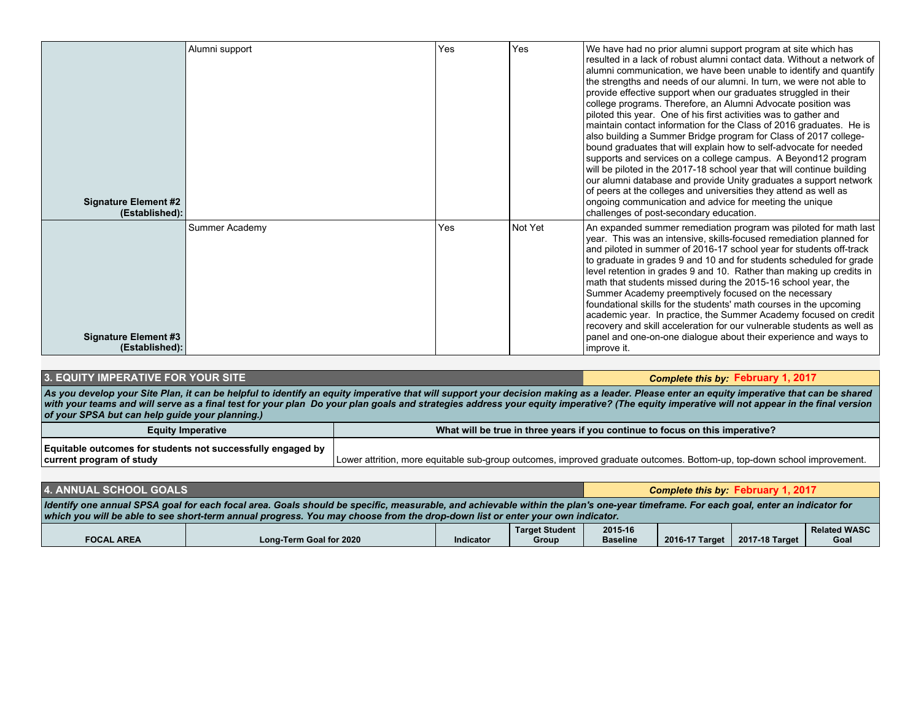| | | | | |
|---|---|---|---|---|
| **Signature Element #2 (Established):** | Alumni support | Yes | Yes | We have had no prior alumni support program at site which has resulted in a lack of robust alumni contact data. Without a network of alumni communication, we have been unable to identify and quantify the strengths and needs of our alumni. In turn, we were not able to provide effective support when our graduates struggled in their college programs. Therefore, an Alumni Advocate position was piloted this year. One of his first activities was to gather and maintain contact information for the Class of 2016 graduates. He is also building a Summer Bridge program for Class of 2017 college-bound graduates that will explain how to self-advocate for needed supports and services on a college campus. A Beyond12 program will be piloted in the 2017-18 school year that will continue building our alumni database and provide Unity graduates a support network of peers at the colleges and universities they attend as well as ongoing communication and advice for meeting the unique challenges of post-secondary education. |
| **Signature Element #3 (Established):** | Summer Academy | Yes | Not Yet | An expanded summer remediation program was piloted for math last year. This was an intensive, skills-focused remediation planned for and piloted in summer of 2016-17 school year for students off-track to graduate in grades 9 and 10 and for students scheduled for grade level retention in grades 9 and 10. Rather than making up credits in math that students missed during the 2015-16 school year, the Summer Academy preemptively focused on the necessary foundational skills for the students' math courses in the upcoming academic year. In practice, the Summer Academy focused on credit recovery and skill acceleration for our vulnerable students as well as panel and one-on-one dialogue about their experience and ways to improve it. |

## 3. EQUITY IMPERATIVE FOR YOUR SITE

***Complete this by:* February 1, 2017**

***As you develop your Site Plan, it can be helpful to identify an equity imperative that will support your decision making as a leader. Please enter an equity imperative that can be shared with your teams and will serve as a final test for your plan Do your plan goals and strategies address your equity imperative? (The equity imperative will not appear in the final version of your SPSA but can help guide your planning.)***

| Equity Imperative | What will be true in three years if you continue to focus on this imperative? |
|---|---|
| **Equitable outcomes for students not successfully engaged by current program of study** | Lower attrition, more equitable sub-group outcomes, improved graduate outcomes. Bottom-up, top-down school improvement. |

## 4. ANNUAL SCHOOL GOALS

***Complete this by:* February 1, 2017**

***Identify one annual SPSA goal for each focal area. Goals should be specific, measurable, and achievable within the plan's one-year timeframe. For each goal, enter an indicator for which you will be able to see short-term annual progress. You may choose from the drop-down list or enter your own indicator.***

| FOCAL AREA | Long-Term Goal for 2020 | Indicator | Target Student Group | 2015-16 Baseline | 2016-17 Target | 2017-18 Target | Related WASC Goal |
|---|---|---|---|---|---|---|---|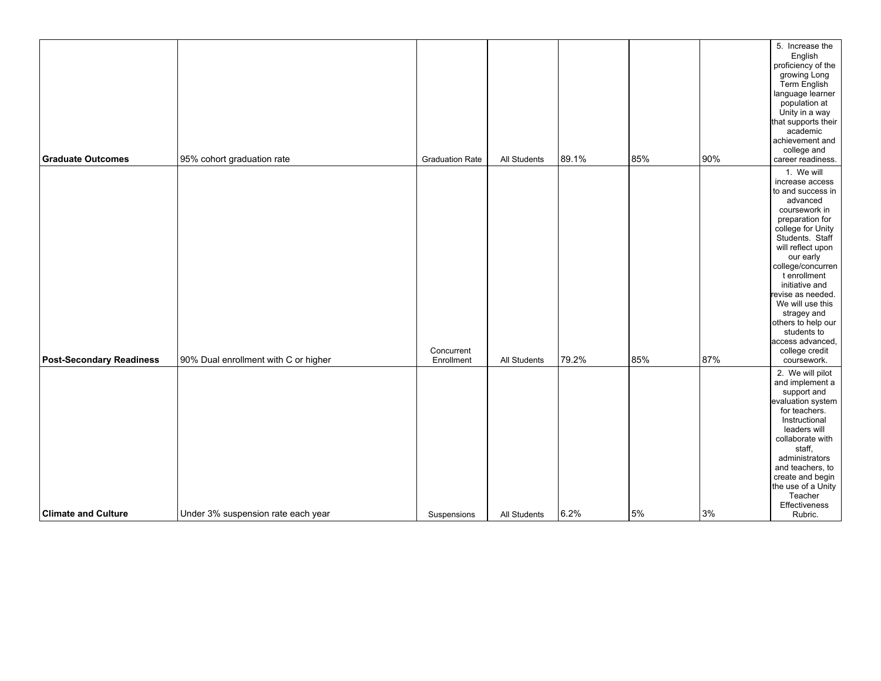| | | | | | | | |
|---|---|---|---|---|---|---|---|
| **Graduate Outcomes** | 95% cohort graduation rate | Graduation Rate | All Students | 89.1% | 85% | 90% | 5. Increase the English proficiency of the growing Long Term English language learner population at Unity in a way that supports their academic achievement and college and career readiness. |
| **Post-Secondary Readiness** | 90% Dual enrollment with C or higher | Concurrent Enrollment | All Students | 79.2% | 85% | 87% | 1. We will increase access to and success in advanced coursework in preparation for college for Unity Students. Staff will reflect upon our early college/concurrent enrollment initiative and revise as needed. We will use this stragey and others to help our students to access advanced, college credit coursework. |
| **Climate and Culture** | Under 3% suspension rate each year | Suspensions | All Students | 6.2% | 5% | 3% | 2. We will pilot and implement a support and evaluation system for teachers. Instructional leaders will collaborate with staff, administrators and teachers, to create and begin the use of a Unity Teacher Effectiveness Rubric. |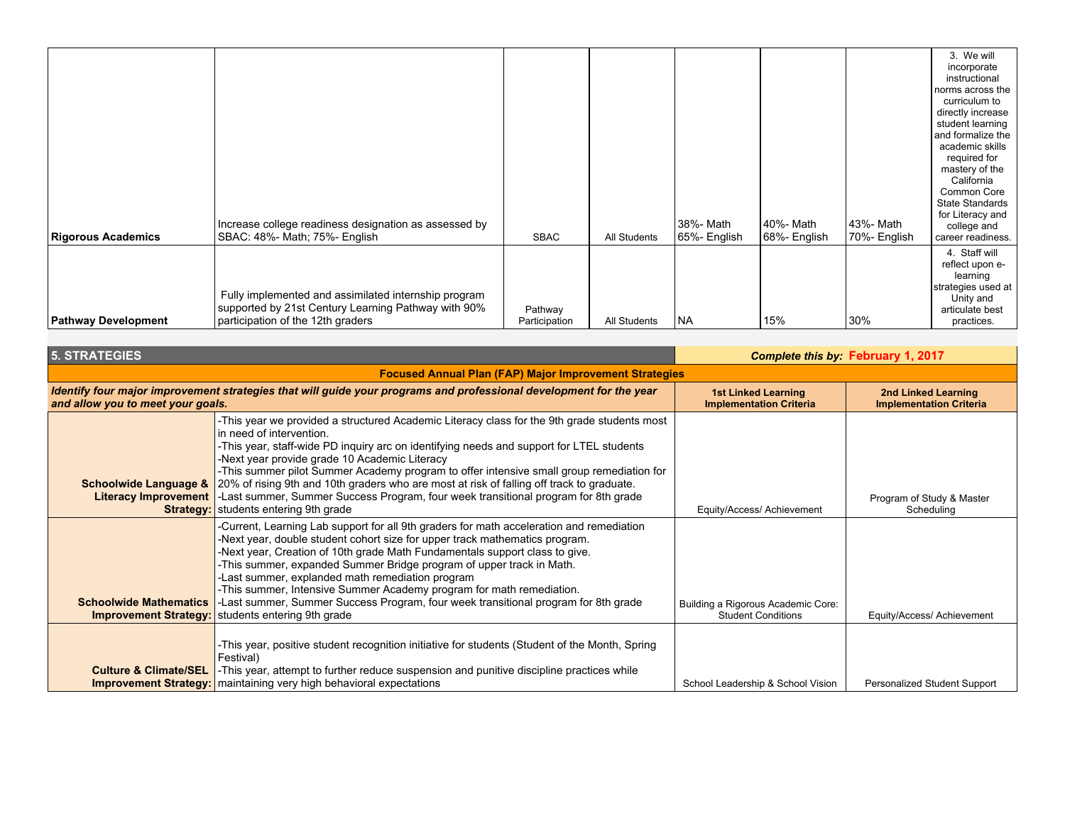| | | | | | | | |
|---|---|---|---|---|---|---|---|
| **Rigorous Academics** | Increase college readiness designation as assessed by SBAC: 48%- Math; 75%- English | SBAC | All Students | 38%- Math 65%- English | 40%- Math 68%- English | 43%- Math 70%- English | 3. We will incorporate instructional norms across the curriculum to directly increase student learning and formalize the academic skills required for mastery of the California Common Core State Standards for Literacy and college and career readiness. |
| **Pathway Development** | Fully implemented and assimilated internship program supported by 21st Century Learning Pathway with 90% participation of the 12th graders | Pathway Participation | All Students | NA | 15% | 30% | 4. Staff will reflect upon e-learning strategies used at Unity and articulate best practices. |

## 5. STRATEGIES

***Complete this by:* February 1, 2017**

**Focused Annual Plan (FAP) Major Improvement Strategies**

| ***Identify four major improvement strategies that will guide your programs and professional development for the year and allow you to meet your goals.*** | | **1st Linked Learning Implementation Criteria** | **2nd Linked Learning Implementation Criteria** |
|---|---|---|---|
| **Schoolwide Language & Literacy Improvement Strategy:** | -This year we provided a structured Academic Literacy class for the 9th grade students most in need of intervention.<br>-This year, staff-wide PD inquiry arc on identifying needs and support for LTEL students<br>-Next year provide grade 10 Academic Literacy<br>-This summer pilot Summer Academy program to offer intensive small group remediation for 20% of rising 9th and 10th graders who are most at risk of falling off track to graduate.<br>-Last summer, Summer Success Program, four week transitional program for 8th grade students entering 9th grade | Equity/Access/ Achievement | Program of Study & Master Scheduling |
| **Schoolwide Mathematics Improvement Strategy:** | -Current, Learning Lab support for all 9th graders for math acceleration and remediation<br>-Next year, double student cohort size for upper track mathematics program.<br>-Next year, Creation of 10th grade Math Fundamentals support class to give.<br>-This summer, expanded Summer Bridge program of upper track in Math.<br>-Last summer, explanded math remediation program<br>-This summer, Intensive Summer Academy program for math remediation.<br>-Last summer, Summer Success Program, four week transitional program for 8th grade students entering 9th grade | Building a Rigorous Academic Core: Student Conditions | Equity/Access/ Achievement |
| **Culture & Climate/SEL Improvement Strategy:** | -This year, positive student recognition initiative for students (Student of the Month, Spring Festival)<br>-This year, attempt to further reduce suspension and punitive discipline practices while maintaining very high behavioral expectations | School Leadership & School Vision | Personalized Student Support |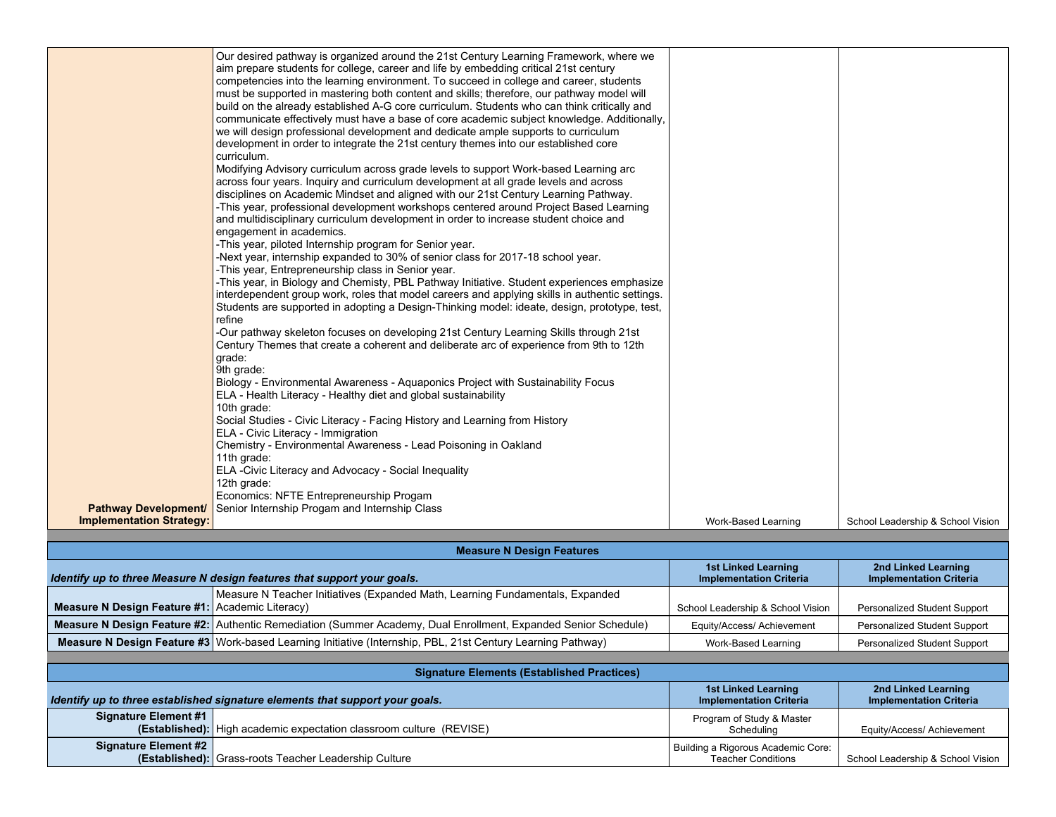| Pathway Development/ Implementation Strategy: | Our desired pathway is organized around the 21st Century Learning Framework, where we aim prepare students for college, career and life by embedding critical 21st century competencies into the learning environment. To succeed in college and career, students must be supported in mastering both content and skills; therefore, our pathway model will build on the already established A-G core curriculum. Students who can think critically and communicate effectively must have a base of core academic subject knowledge. Additionally, we will design professional development and dedicate ample supports to curriculum development in order to integrate the 21st century themes into our established core curriculum.<br>Modifying Advisory curriculum across grade levels to support Work-based Learning arc across four years. Inquiry and curriculum development at all grade levels and across disciplines on Academic Mindset and aligned with our 21st Century Learning Pathway.<br>-This year, professional development workshops centered around Project Based Learning and multidisciplinary curriculum development in order to increase student choice and engagement in academics.<br>-This year, piloted Internship program for Senior year.<br>-Next year, internship expanded to 30% of senior class for 2017-18 school year.<br>-This year, Entrepreneurship class in Senior year.<br>-This year, in Biology and Chemisty, PBL Pathway Initiative. Student experiences emphasize interdependent group work, roles that model careers and applying skills in authentic settings. Students are supported in adopting a Design-Thinking model: ideate, design, prototype, test, refine<br>-Our pathway skeleton focuses on developing 21st Century Learning Skills through 21st Century Themes that create a coherent and deliberate arc of experience from 9th to 12th grade:<br>9th grade:<br>Biology - Environmental Awareness - Aquaponics Project with Sustainability Focus<br>ELA - Health Literacy - Healthy diet and global sustainability<br>10th grade:<br>Social Studies - Civic Literacy - Facing History and Learning from History<br>ELA - Civic Literacy - Immigration<br>Chemistry - Environmental Awareness - Lead Poisoning in Oakland<br>11th grade:<br>ELA -Civic Literacy and Advocacy - Social Inequality<br>12th grade:<br>Economics: NFTE Entrepreneurship Progam<br>Senior Internship Progam and Internship Class | Work-Based Learning | School Leadership & School Vision |

| Measure N Design Features | | | |
|---|---|---|---|
| *Identify up to three Measure N design features that support your goals.* | | 1st Linked Learning Implementation Criteria | 2nd Linked Learning Implementation Criteria |
| **Measure N Design Feature #1:** | Measure N Teacher Initiatives (Expanded Math, Learning Fundamentals, Expanded Academic Literacy) | School Leadership & School Vision | Personalized Student Support |
| **Measure N Design Feature #2:** | Authentic Remediation (Summer Academy, Dual Enrollment, Expanded Senior Schedule) | Equity/Access/ Achievement | Personalized Student Support |
| **Measure N Design Feature #3** | Work-based Learning Initiative (Internship, PBL, 21st Century Learning Pathway) | Work-Based Learning | Personalized Student Support |

| Signature Elements (Established Practices) | | | |
|---|---|---|---|
| *Identify up to three established signature elements that support your goals.* | | 1st Linked Learning Implementation Criteria | 2nd Linked Learning Implementation Criteria |
| **Signature Element #1 (Established):** | High academic expectation classroom culture (REVISE) | Program of Study & Master Scheduling | Equity/Access/ Achievement |
| **Signature Element #2 (Established):** | Grass-roots Teacher Leadership Culture | Building a Rigorous Academic Core: Teacher Conditions | School Leadership & School Vision |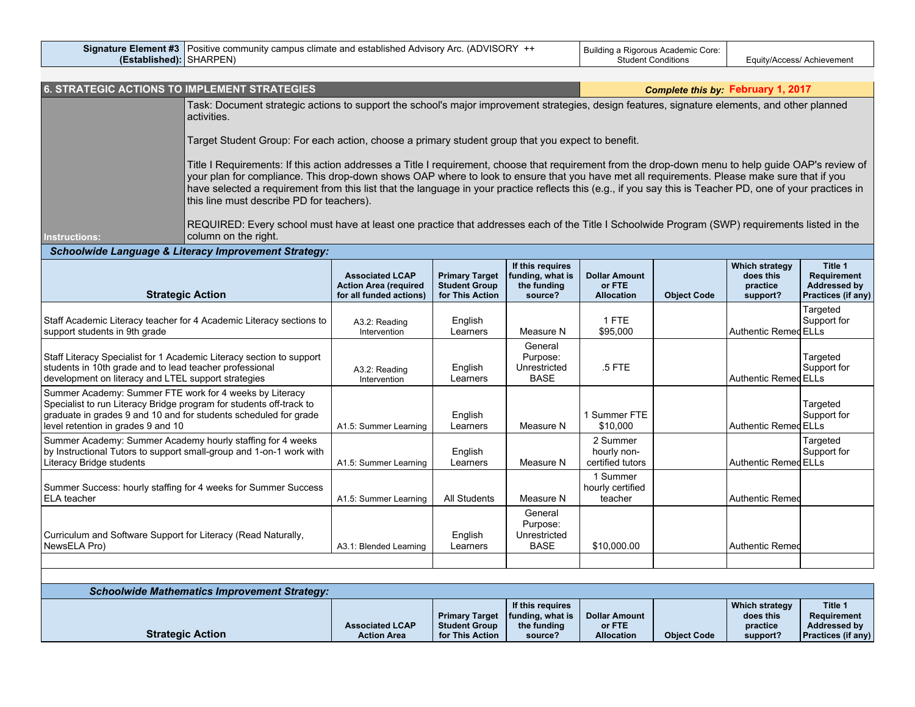| Signature Element #3 (Established): | Positive community campus climate and established Advisory Arc. (ADVISORY ++ SHARPEN) | Building a Rigorous Academic Core: Student Conditions | Equity/Access/ Achievement |
|---|---|---|---|

## 6. STRATEGIC ACTIONS TO IMPLEMENT STRATEGIES

***Complete this by:*** **February 1, 2017**

**Instructions:**

Task: Document strategic actions to support the school's major improvement strategies, design features, signature elements, and other planned activities.

Target Student Group: For each action, choose a primary student group that you expect to benefit.

Title I Requirements: If this action addresses a Title I requirement, choose that requirement from the drop-down menu to help guide OAP's review of your plan for compliance. This drop-down shows OAP where to look to ensure that you have met all requirements. Please make sure that if you have selected a requirement from this list that the language in your practice reflects this (e.g., if you say this is Teacher PD, one of your practices in this line must describe PD for teachers).

REQUIRED: Every school must have at least one practice that addresses each of the Title I Schoolwide Program (SWP) requirements listed in the column on the right.

### *Schoolwide Language & Literacy Improvement Strategy:*

| Strategic Action | Associated LCAP Action Area (required for all funded actions) | Primary Target Student Group for This Action | If this requires funding, what is the funding source? | Dollar Amount or FTE Allocation | Object Code | Which strategy does this practice support? | Title 1 Requirement Addressed by Practices (if any) |
|---|---|---|---|---|---|---|---|
| Staff Academic Literacy teacher for 4 Academic Literacy sections to support students in 9th grade | A3.2: Reading Intervention | English Learners | Measure N | 1 FTE $95,000 | | Authentic Remed | Targeted Support for ELLs |
| Staff Literacy Specialist for 1 Academic Literacy section to support students in 10th grade and to lead teacher professional development on literacy and LTEL support strategies | A3.2: Reading Intervention | English Learners | General Purpose: Unrestricted BASE | .5 FTE | | Authentic Remed | Targeted Support for ELLs |
| Summer Academy: Summer FTE work for 4 weeks by Literacy Specialist to run Literacy Bridge program for students off-track to graduate in grades 9 and 10 and for students scheduled for grade level retention in grades 9 and 10 | A1.5: Summer Learning | English Learners | Measure N | 1 Summer FTE $10,000 | | Authentic Remed | Targeted Support for ELLs |
| Summer Academy: Summer Academy hourly staffing for 4 weeks by Instructional Tutors to support small-group and 1-on-1 work with Literacy Bridge students | A1.5: Summer Learning | English Learners | Measure N | 2 Summer hourly non-certified tutors | | Authentic Remed | Targeted Support for ELLs |
| Summer Success: hourly staffing for 4 weeks for Summer Success ELA teacher | A1.5: Summer Learning | All Students | Measure N | 1 Summer hourly certified teacher | | Authentic Remed | |
| Curriculum and Software Support for Literacy (Read Naturally, NewsELA Pro) | A3.1: Blended Learning | English Learners | General Purpose: Unrestricted BASE | $10,000.00 | | Authentic Remed | |
| | | | | | | | |

### *Schoolwide Mathematics Improvement Strategy:*

| Strategic Action | Associated LCAP Action Area | Primary Target Student Group for This Action | If this requires funding, what is the funding source? | Dollar Amount or FTE Allocation | Object Code | Which strategy does this practice support? | Title 1 Requirement Addressed by Practices (if any) |
|---|---|---|---|---|---|---|---|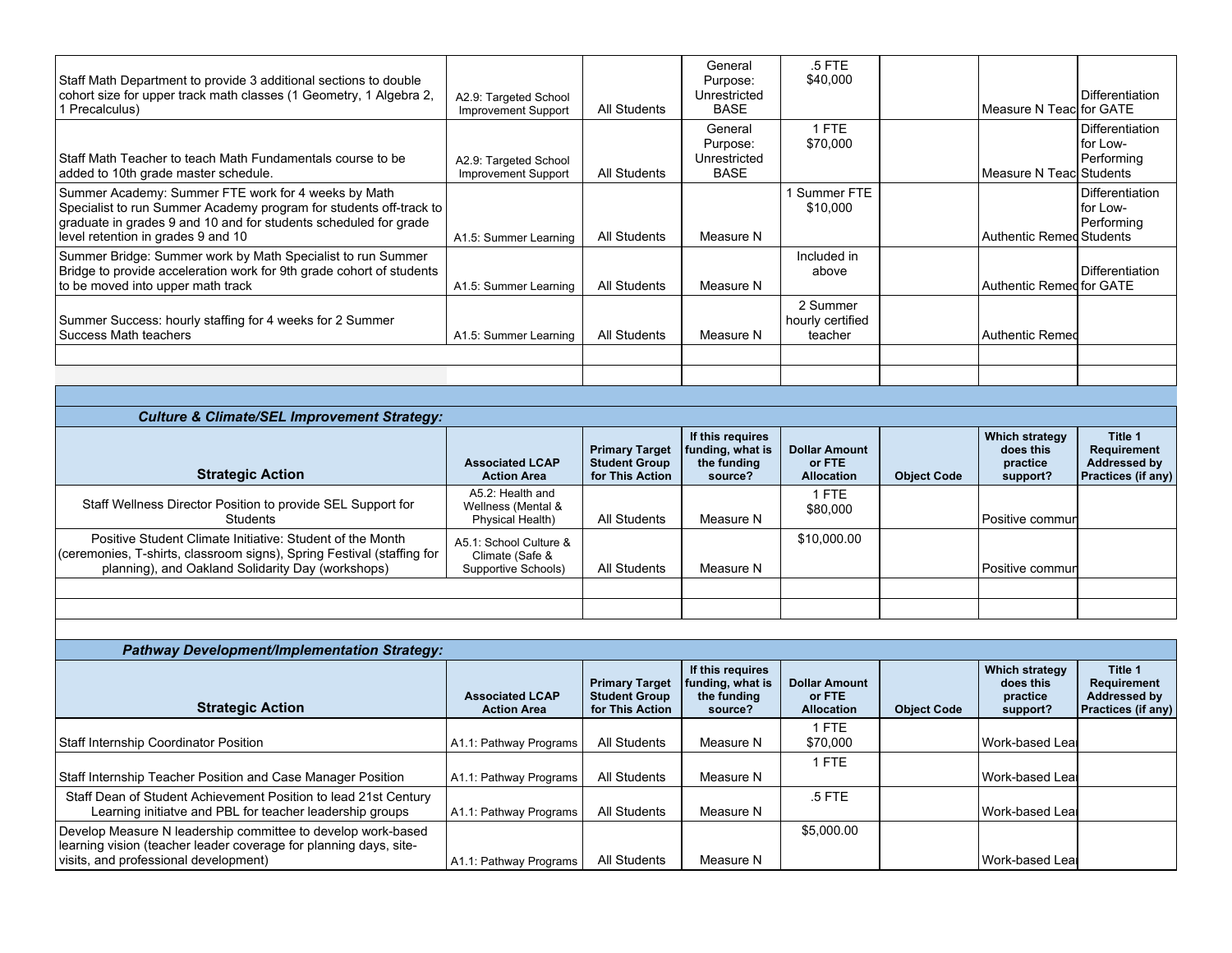| Strategic Action | Associated LCAP Action Area | Primary Target Student Group for This Action | If this requires funding, what is the funding source? | Dollar Amount or FTE Allocation | Object Code | Which strategy does this practice support? | Title 1 Requirement Addressed by Practices (if any) |
|---|---|---|---|---|---|---|---|
| Staff Math Department to provide 3 additional sections to double cohort size for upper track math classes (1 Geometry, 1 Algebra 2, 1 Precalculus) | A2.9: Targeted School Improvement Support | All Students | General Purpose: Unrestricted BASE | .5 FTE $40,000 | | Measure N Teac | Differentiation for GATE |
| Staff Math Teacher to teach Math Fundamentals course to be added to 10th grade master schedule. | A2.9: Targeted School Improvement Support | All Students | General Purpose: Unrestricted BASE | 1 FTE $70,000 | | Measure N Teac | Differentiation for Low-Performing Students |
| Summer Academy: Summer FTE work for 4 weeks by Math Specialist to run Summer Academy program for students off-track to graduate in grades 9 and 10 and for students scheduled for grade level retention in grades 9 and 10 | A1.5: Summer Learning | All Students | Measure N | 1 Summer FTE $10,000 | | Authentic Remed | Differentiation for Low-Performing Students |
| Summer Bridge: Summer work by Math Specialist to run Summer Bridge to provide acceleration work for 9th grade cohort of students to be moved into upper math track | A1.5: Summer Learning | All Students | Measure N | Included in above | | Authentic Remed | Differentiation for GATE |
| Summer Success: hourly staffing for 4 weeks for 2 Summer Success Math teachers | A1.5: Summer Learning | All Students | Measure N | 2 Summer hourly certified teacher | | Authentic Remed | |
| | | | | | | | |
| | | | | | | | |

### *Culture & Climate/SEL Improvement Strategy:*

| Strategic Action | Associated LCAP Action Area | Primary Target Student Group for This Action | If this requires funding, what is the funding source? | Dollar Amount or FTE Allocation | Object Code | Which strategy does this practice support? | Title 1 Requirement Addressed by Practices (if any) |
|---|---|---|---|---|---|---|---|
| Staff Wellness Director Position to provide SEL Support for Students | A5.2: Health and Wellness (Mental & Physical Health) | All Students | Measure N | 1 FTE $80,000 | | Positive commun | |
| Positive Student Climate Initiative: Student of the Month (ceremonies, T-shirts, classroom signs), Spring Festival (staffing for planning), and Oakland Solidarity Day (workshops) | A5.1: School Culture & Climate (Safe & Supportive Schools) | All Students | Measure N | $10,000.00 | | Positive commun | |
| | | | | | | | |
| | | | | | | | |

### *Pathway Development/Implementation Strategy:*

| Strategic Action | Associated LCAP Action Area | Primary Target Student Group for This Action | If this requires funding, what is the funding source? | Dollar Amount or FTE Allocation | Object Code | Which strategy does this practice support? | Title 1 Requirement Addressed by Practices (if any) |
|---|---|---|---|---|---|---|---|
| Staff Internship Coordinator Position | A1.1: Pathway Programs | All Students | Measure N | 1 FTE $70,000 | | Work-based Lea | |
| Staff Internship Teacher Position and Case Manager Position | A1.1: Pathway Programs | All Students | Measure N | 1 FTE | | Work-based Lea | |
| Staff Dean of Student Achievement Position to lead 21st Century Learning initiatve and PBL for teacher leadership groups | A1.1: Pathway Programs | All Students | Measure N | .5 FTE | | Work-based Lea | |
| Develop Measure N leadership committee to develop work-based learning vision (teacher leader coverage for planning days, site-visits, and professional development) | A1.1: Pathway Programs | All Students | Measure N | $5,000.00 | | Work-based Lea | |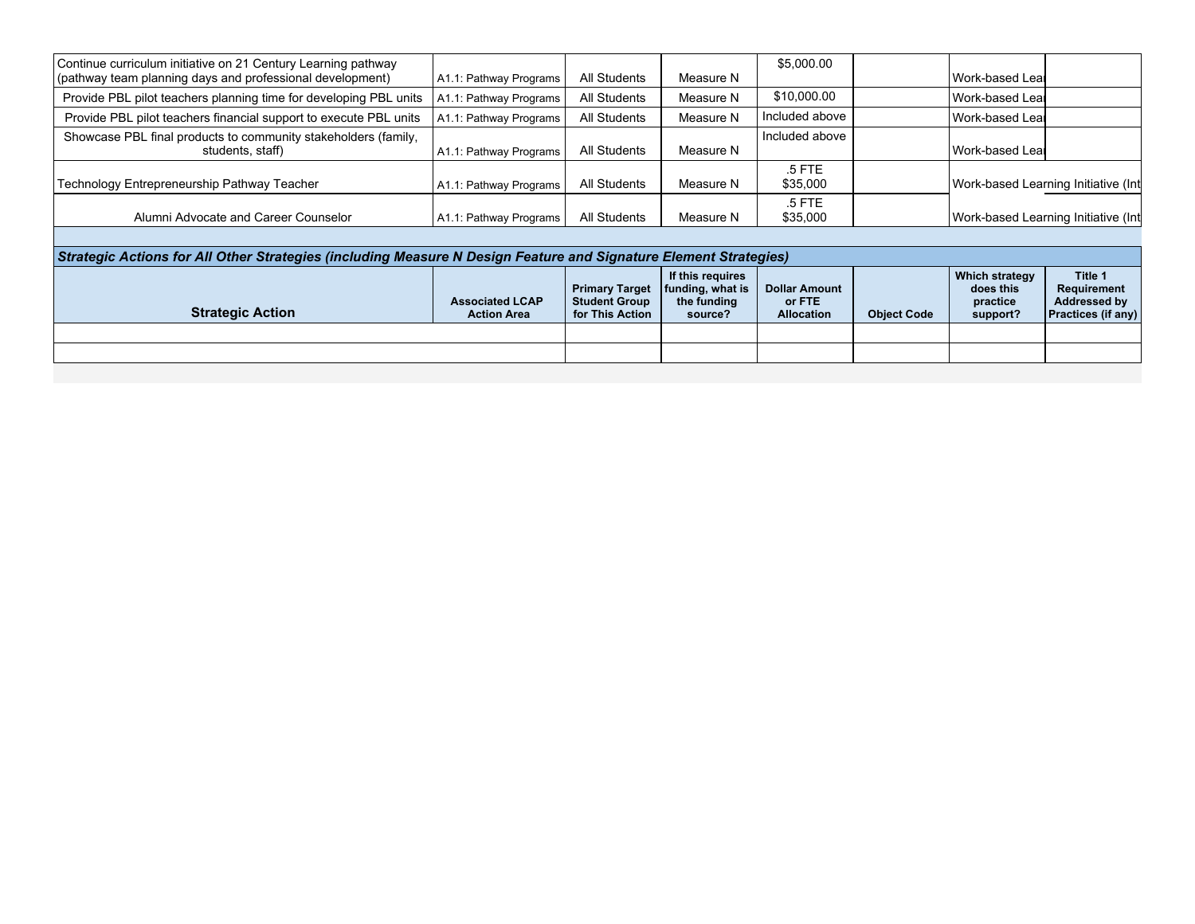| | | | | | | | |
|---|---|---|---|---|---|---|---|
| Continue curriculum initiative on 21 Century Learning pathway (pathway team planning days and professional development) | A1.1: Pathway Programs | All Students | Measure N | $5,000.00 | | Work-based Lea | |
| Provide PBL pilot teachers planning time for developing PBL units | A1.1: Pathway Programs | All Students | Measure N | $10,000.00 | | Work-based Lea | |
| Provide PBL pilot teachers financial support to execute PBL units | A1.1: Pathway Programs | All Students | Measure N | Included above | | Work-based Lea | |
| Showcase PBL final products to community stakeholders (family, students, staff) | A1.1: Pathway Programs | All Students | Measure N | Included above | | Work-based Lea | |
| Technology Entrepreneurship Pathway Teacher | A1.1: Pathway Programs | All Students | Measure N | .5 FTE $35,000 | | Work-based Learning Initiative (Int | |
| Alumni Advocate and Career Counselor | A1.1: Pathway Programs | All Students | Measure N | .5 FTE $35,000 | | Work-based Learning Initiative (Int | |

***Strategic Actions for All Other Strategies (including Measure N Design Feature and Signature Element Strategies)***

| Strategic Action | Associated LCAP Action Area | Primary Target Student Group for This Action | If this requires funding, what is the funding source? | Dollar Amount or FTE Allocation | Object Code | Which strategy does this practice support? | Title 1 Requirement Addressed by Practices (if any) |
|---|---|---|---|---|---|---|---|
| | | | | | | | |
| | | | | | | | |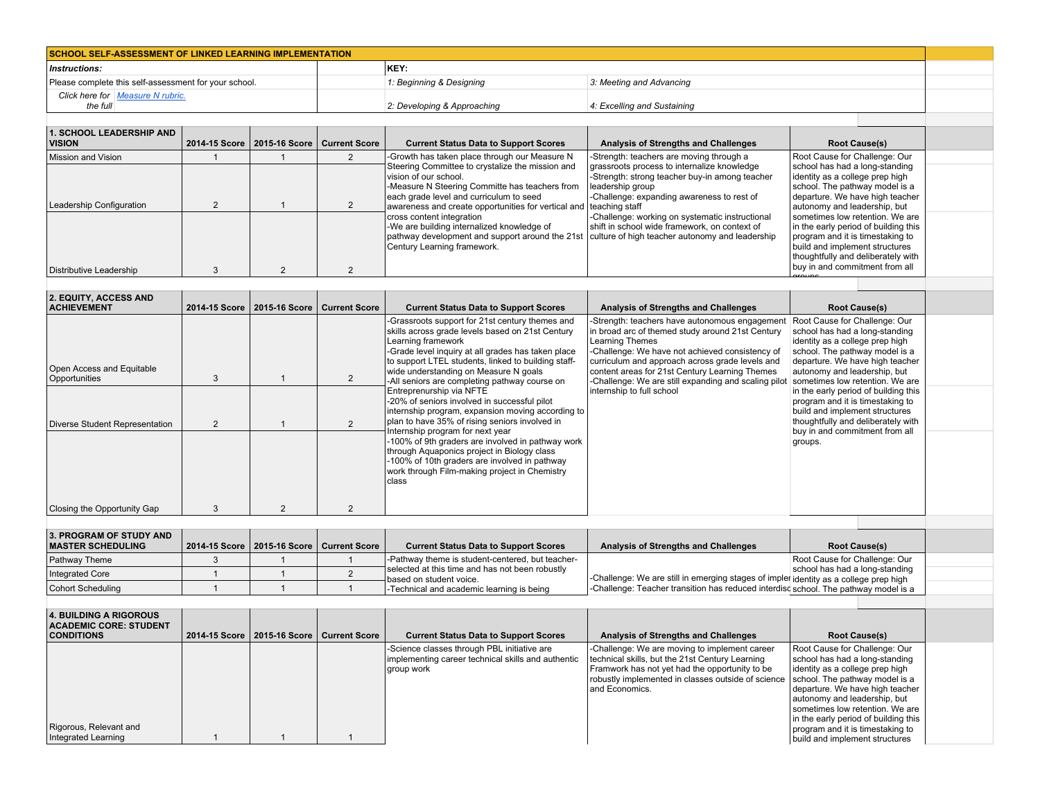| SCHOOL SELF-ASSESSMENT OF LINKED LEARNING IMPLEMENTATION | | | | | |
|---|---|---|---|---|---|
| *Instructions:* | | KEY: | | | |
| Please complete this self-assessment for your school. | | *1: Beginning & Designing* | *3: Meeting and Advancing* | | |
| *Click here for the full* *Measure N rubric.* | | *2: Developing & Approaching* | *4: Excelling and Sustaining* | | |

| 1. SCHOOL LEADERSHIP AND VISION | 2014-15 Score | 2015-16 Score | Current Score | Current Status Data to Support Scores | Analysis of Strengths and Challenges | Root Cause(s) |
|---|---|---|---|---|---|---|
| Mission and Vision | 1 | 1 | 2 | -Growth has taken place through our Measure N Steering Committee to crystalize the mission and vision of our school.<br>-Measure N Steering Committe has teachers from each grade level and curriculum to seed awareness and create opportunities for vertical and cross content integration<br>-We are building internalized knowledge of pathway development and support around the 21st Century Learning framework. | -Strength: teachers are moving through a grassroots process to internalize knowledge<br>-Strength: strong teacher buy-in among teacher leadership group<br>-Challenge: expanding awareness to rest of teaching staff<br>-Challenge: working on systematic instructional shift in school wide framework, on context of culture of high teacher autonomy and leadership | Root Cause for Challenge: Our school has had a long-standing identity as a college prep high school. The pathway model is a departure. We have high teacher autonomy and leadership, but sometimes low retention. We are in the early period of building this program and it is timestaking to build and implement structures thoughtfully and deliberately with buy in and commitment from all groups. |
| Leadership Configuration | 2 | 1 | 2 | | | |
| Distributive Leadership | 3 | 2 | 2 | | | |

| 2. EQUITY, ACCESS AND ACHIEVEMENT | 2014-15 Score | 2015-16 Score | Current Score | Current Status Data to Support Scores | Analysis of Strengths and Challenges | Root Cause(s) |
|---|---|---|---|---|---|---|
| Open Access and Equitable Opportunities | 3 | 1 | 2 | -Grassroots support for 21st century themes and skills across grade levels based on 21st Century Learning framework<br>-Grade level inquiry at all grades has taken place to support LTEL students, linked to building staff-wide understanding on Measure N goals<br>-All seniors are completing pathway course on Entreprenurship via NFTE<br>-20% of seniors involved in successful pilot internship program, expansion moving according to plan to have 35% of rising seniors involved in Internship program for next year<br>-100% of 9th graders are involved in pathway work through Aquaponics project in Biology class<br>-100% of 10th graders are involved in pathway work through Film-making project in Chemistry class | -Strength: teachers have autonomous engagement in broad arc of themed study around 21st Century Learning Themes<br>-Challenge: We have not achieved consistency of curriculum and approach across grade levels and content areas for 21st Century Learning Themes<br>-Challenge: We are still expanding and scaling pilot internship to full school | Root Cause for Challenge: Our school has had a long-standing identity as a college prep high school. The pathway model is a departure. We have high teacher autonomy and leadership, but sometimes low retention. We are in the early period of building this program and it is timestaking to build and implement structures thoughtfully and deliberately with buy in and commitment from all groups. |
| Diverse Student Representation | 2 | 1 | 2 | | | |
| Closing the Opportunity Gap | 3 | 2 | 2 | | | |

| 3. PROGRAM OF STUDY AND MASTER SCHEDULING | 2014-15 Score | 2015-16 Score | Current Score | Current Status Data to Support Scores | Analysis of Strengths and Challenges | Root Cause(s) |
|---|---|---|---|---|---|---|
| Pathway Theme | 3 | 1 | 1 | -Pathway theme is student-centered, but teacher-selected at this time and has not been robustly based on student voice.<br>-Technical and academic learning is being | -Challenge: We are still in emerging stages of impler<br>-Challenge: Teacher transition has reduced interdisc | Root Cause for Challenge: Our school has had a long-standing identity as a college prep high school. The pathway model is a |
| Integrated Core | 1 | 1 | 2 | | | |
| Cohort Scheduling | 1 | 1 | 1 | | | |

| 4. BUILDING A RIGOROUS ACADEMIC CORE: STUDENT CONDITIONS | 2014-15 Score | 2015-16 Score | Current Score | Current Status Data to Support Scores | Analysis of Strengths and Challenges | Root Cause(s) |
|---|---|---|---|---|---|---|
| Rigorous, Relevant and Integrated Learning | 1 | 1 | 1 | -Science classes through PBL initiative are implementing career technical skills and authentic group work | -Challenge: We are moving to implement career technical skills, but the 21st Century Learning Framwork has not yet had the opportunity to be robustly implemented in classes outside of science and Economics. | Root Cause for Challenge: Our school has had a long-standing identity as a college prep high school. The pathway model is a departure. We have high teacher autonomy and leadership, but sometimes low retention. We are in the early period of building this program and it is timestaking to build and implement structures |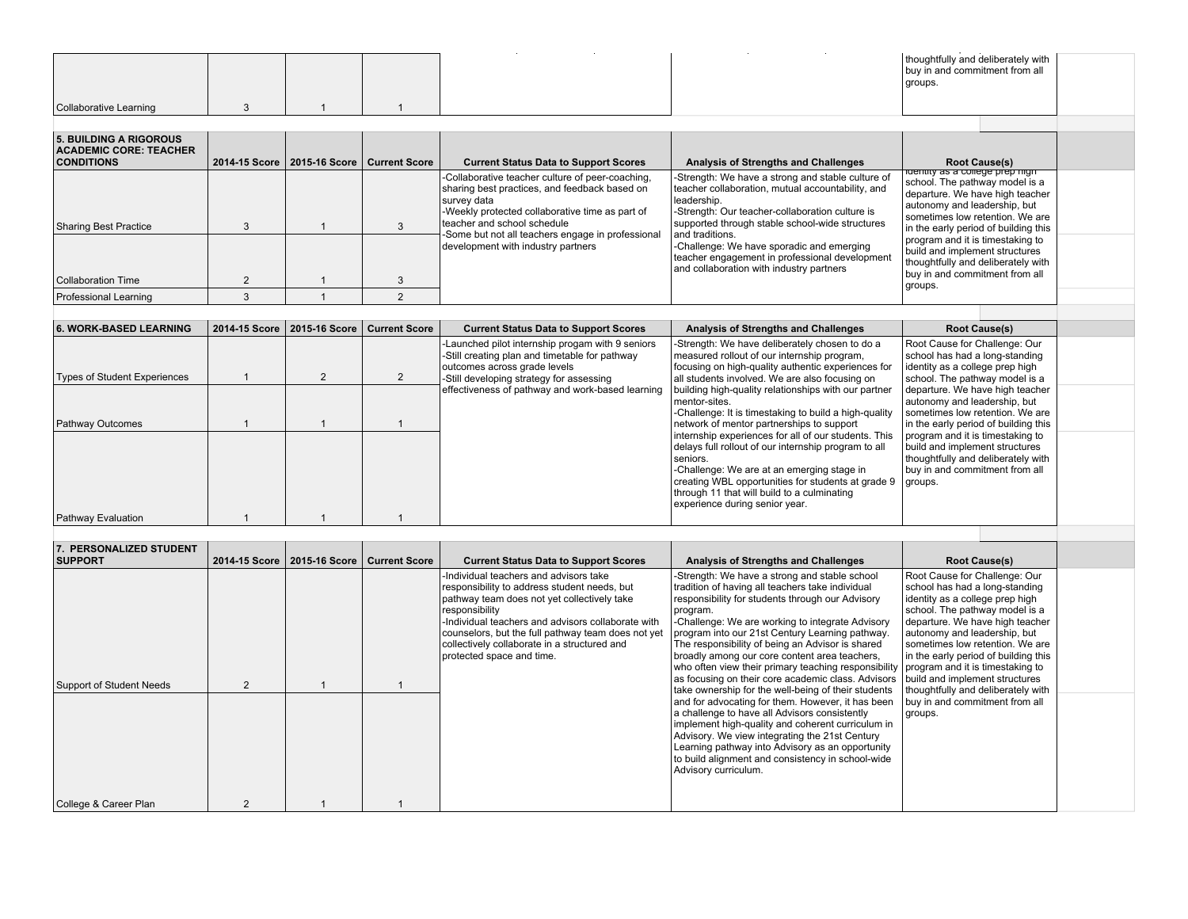| | | | | | | | |
|---|---|---|---|---|---|---|---|
| Collaborative Learning | 3 | 1 | 1 | | | thoughtfully and deliberately with buy in and commitment from all groups. | |

| 5. BUILDING A RIGOROUS ACADEMIC CORE: TEACHER CONDITIONS | 2014-15 Score | 2015-16 Score | Current Score | Current Status Data to Support Scores | Analysis of Strengths and Challenges | Root Cause(s) | |
|---|---|---|---|---|---|---|---|
| Sharing Best Practice | 3 | 1 | 3 | -Collaborative teacher culture of peer-coaching, sharing best practices, and feedback based on survey data<br>-Weekly protected collaborative time as part of teacher and school schedule<br>-Some but not all teachers engage in professional development with industry partners | -Strength: We have a strong and stable culture of teacher collaboration, mutual accountability, and leadership.<br>-Strength: Our teacher-collaboration culture is supported through stable school-wide structures and traditions.<br>-Challenge: We have sporadic and emerging teacher engagement in professional development and collaboration with industry partners | identity as a college prep high school. The pathway model is a departure. We have high teacher autonomy and leadership, but sometimes low retention. We are in the early period of building this program and it is timestaking to build and implement structures thoughtfully and deliberately with buy in and commitment from all groups. | |
| Collaboration Time | 2 | 1 | 3 | | | | |
| Professional Learning | 3 | 1 | 2 | | | | |

| 6. WORK-BASED LEARNING | 2014-15 Score | 2015-16 Score | Current Score | Current Status Data to Support Scores | Analysis of Strengths and Challenges | Root Cause(s) | |
|---|---|---|---|---|---|---|---|
| Types of Student Experiences | 1 | 2 | 2 | -Launched pilot internship progam with 9 seniors<br>-Still creating plan and timetable for pathway outcomes across grade levels<br>-Still developing strategy for assessing effectiveness of pathway and work-based learning | -Strength: We have deliberately chosen to do a measured rollout of our internship program, focusing on high-quality authentic experiences for all students involved. We are also focusing on building high-quality relationships with our partner mentor-sites.<br>-Challenge: It is timestaking to build a high-quality network of mentor partnerships to support internship experiences for all of our students. This delays full rollout of our internship program to all seniors.<br>-Challenge: We are at an emerging stage in creating WBL opportunities for students at grade 9 through 11 that will build to a culminating experience during senior year. | Root Cause for Challenge: Our school has had a long-standing identity as a college prep high school. The pathway model is a departure. We have high teacher autonomy and leadership, but sometimes low retention. We are in the early period of building this program and it is timestaking to build and implement structures thoughtfully and deliberately with buy in and commitment from all groups. | |
| Pathway Outcomes | 1 | 1 | 1 | | | | |
| Pathway Evaluation | 1 | 1 | 1 | | | | |

| 7. PERSONALIZED STUDENT SUPPORT | 2014-15 Score | 2015-16 Score | Current Score | Current Status Data to Support Scores | Analysis of Strengths and Challenges | Root Cause(s) | |
|---|---|---|---|---|---|---|---|
| Support of Student Needs | 2 | 1 | 1 | -Individual teachers and advisors take responsibility to address student needs, but pathway team does not yet collectively take responsibility<br>-Individual teachers and advisors collaborate with counselors, but the full pathway team does not yet collectively collaborate in a structured and protected space and time. | -Strength: We have a strong and stable school tradition of having all teachers take individual responsibility for students through our Advisory program.<br>-Challenge: We are working to integrate Advisory program into our 21st Century Learning pathway. The responsibility of being an Advisor is shared broadly among our core content area teachers, who often view their primary teaching responsibility as focusing on their core academic class. Advisors take ownership for the well-being of their students and for advocating for them. However, it has been a challenge to have all Advisors consistently implement high-quality and coherent curriculum in Advisory. We view integrating the 21st Century Learning pathway into Advisory as an opportunity to build alignment and consistency in school-wide Advisory curriculum. | Root Cause for Challenge: Our school has had a long-standing identity as a college prep high school. The pathway model is a departure. We have high teacher autonomy and leadership, but sometimes low retention. We are in the early period of building this program and it is timestaking to build and implement structures thoughtfully and deliberately with buy in and commitment from all groups. | |
| College & Career Plan | 2 | 1 | 1 | | | | |